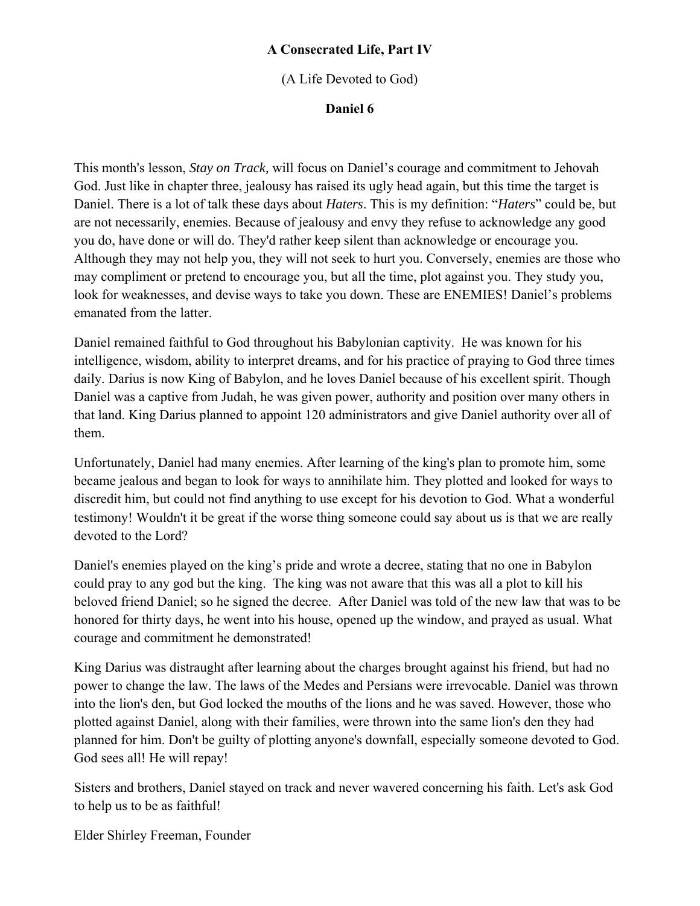# A Consecrated Life, Part IV

(A Life Devoted to God)

**Daniel 6**

This month's lesson, *Stay on Track,* will focus on Daniel's courage and commitment to Jehovah God. Just like in chapter three, jealousy has raised its ugly head again, but this time the target is Daniel. There is a lot of talk these days about *Haters*. This is my definition: "*Haters*" could be, but are not necessarily, enemies. Because of jealousy and envy they refuse to acknowledge any good you do, have done or will do. They'd rather keep silent than acknowledge or encourage you. Although they may not help you, they will not seek to hurt you. Conversely, enemies are those who may compliment or pretend to encourage you, but all the time, plot against you. They study you, look for weaknesses, and devise ways to take you down. These are ENEMIES! Daniel's problems emanated from the latter.

Daniel remained faithful to God throughout his Babylonian captivity. He was known for his intelligence, wisdom, ability to interpret dreams, and for his practice of praying to God three times daily. Darius is now King of Babylon, and he loves Daniel because of his excellent spirit. Though Daniel was a captive from Judah, he was given power, authority and position over many others in that land. King Darius planned to appoint 120 administrators and give Daniel authority over all of them.

Unfortunately, Daniel had many enemies. After learning of the king's plan to promote him, some became jealous and began to look for ways to annihilate him. They plotted and looked for ways to discredit him, but could not find anything to use except for his devotion to God. What a wonderful testimony! Wouldn't it be great if the worse thing someone could say about us is that we are really devoted to the Lord?

Daniel's enemies played on the king's pride and wrote a decree, stating that no one in Babylon could pray to any god but the king. The king was not aware that this was all a plot to kill his beloved friend Daniel; so he signed the decree. After Daniel was told of the new law that was to be honored for thirty days, he went into his house, opened up the window, and prayed as usual. What courage and commitment he demonstrated!

King Darius was distraught after learning about the charges brought against his friend, but had no power to change the law. The laws of the Medes and Persians were irrevocable. Daniel was thrown into the lion's den, but God locked the mouths of the lions and he was saved. However, those who plotted against Daniel, along with their families, were thrown into the same lion's den they had planned for him. Don't be guilty of plotting anyone's downfall, especially someone devoted to God. God sees all! He will repay!

Sisters and brothers, Daniel stayed on track and never wavered concerning his faith. Let's ask God to help us to be as faithful!

Elder Shirley Freeman, Founder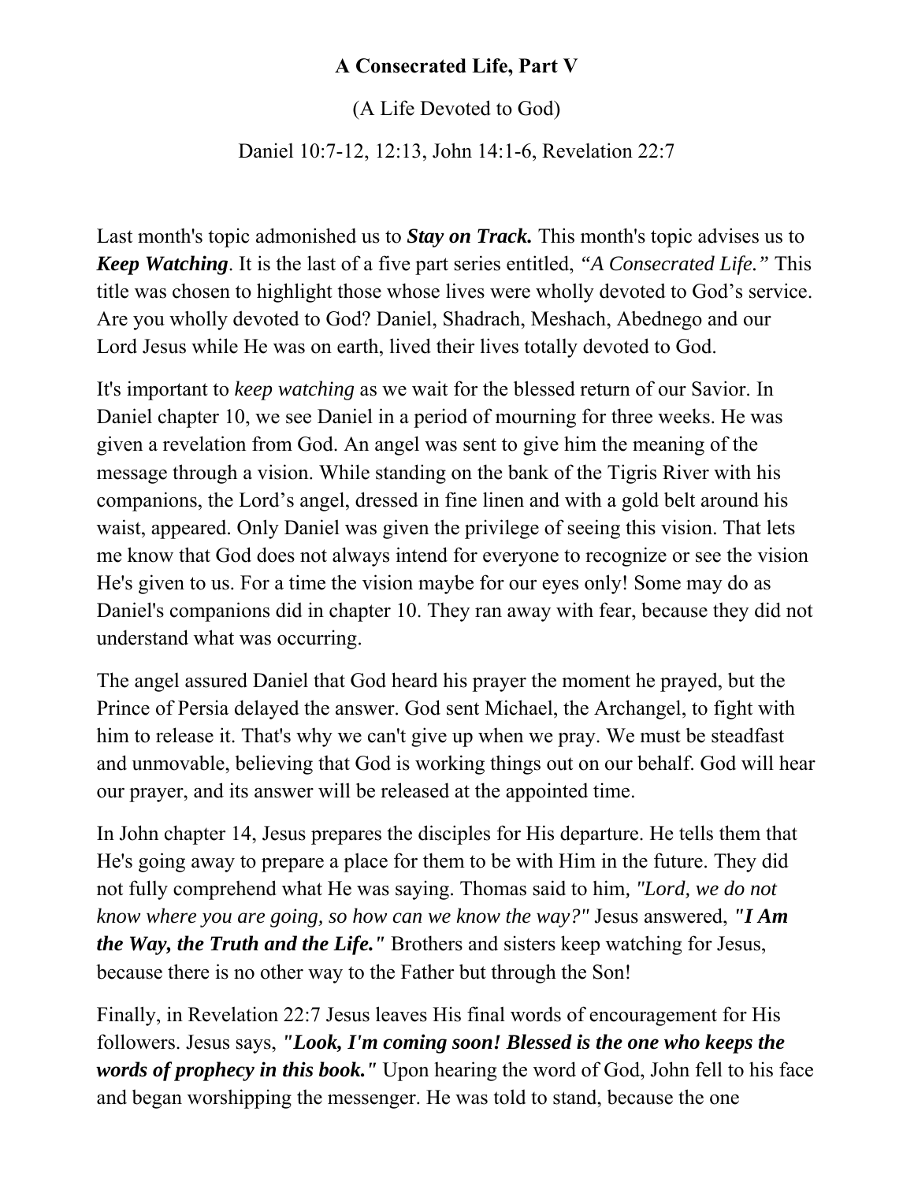**A Consecrated Life, Part V**

(A Life Devoted to God)

Daniel 10:7-12, 12:13, John 14:1-6, Revelation 22:7

Last month's topic admonished us to ***Stay on Track.*** This month's topic advises us to ***Keep Watching***. It is the last of a five part series entitled, *"A Consecrated Life."* This title was chosen to highlight those whose lives were wholly devoted to God's service. Are you wholly devoted to God? Daniel, Shadrach, Meshach, Abednego and our Lord Jesus while He was on earth, lived their lives totally devoted to God.

It's important to *keep watching* as we wait for the blessed return of our Savior. In Daniel chapter 10, we see Daniel in a period of mourning for three weeks. He was given a revelation from God. An angel was sent to give him the meaning of the message through a vision. While standing on the bank of the Tigris River with his companions, the Lord's angel, dressed in fine linen and with a gold belt around his waist, appeared. Only Daniel was given the privilege of seeing this vision. That lets me know that God does not always intend for everyone to recognize or see the vision He's given to us. For a time the vision maybe for our eyes only! Some may do as Daniel's companions did in chapter 10. They ran away with fear, because they did not understand what was occurring.

The angel assured Daniel that God heard his prayer the moment he prayed, but the Prince of Persia delayed the answer. God sent Michael, the Archangel, to fight with him to release it. That's why we can't give up when we pray. We must be steadfast and unmovable, believing that God is working things out on our behalf. God will hear our prayer, and its answer will be released at the appointed time.

In John chapter 14, Jesus prepares the disciples for His departure. He tells them that He's going away to prepare a place for them to be with Him in the future. They did not fully comprehend what He was saying. Thomas said to him, *"Lord, we do not know where you are going, so how can we know the way?"* Jesus answered, ***"I Am the Way, the Truth and the Life."*** Brothers and sisters keep watching for Jesus, because there is no other way to the Father but through the Son!

Finally, in Revelation 22:7 Jesus leaves His final words of encouragement for His followers. Jesus says, ***"Look, I'm coming soon! Blessed is the one who keeps the words of prophecy in this book."*** Upon hearing the word of God, John fell to his face and began worshipping the messenger. He was told to stand, because the one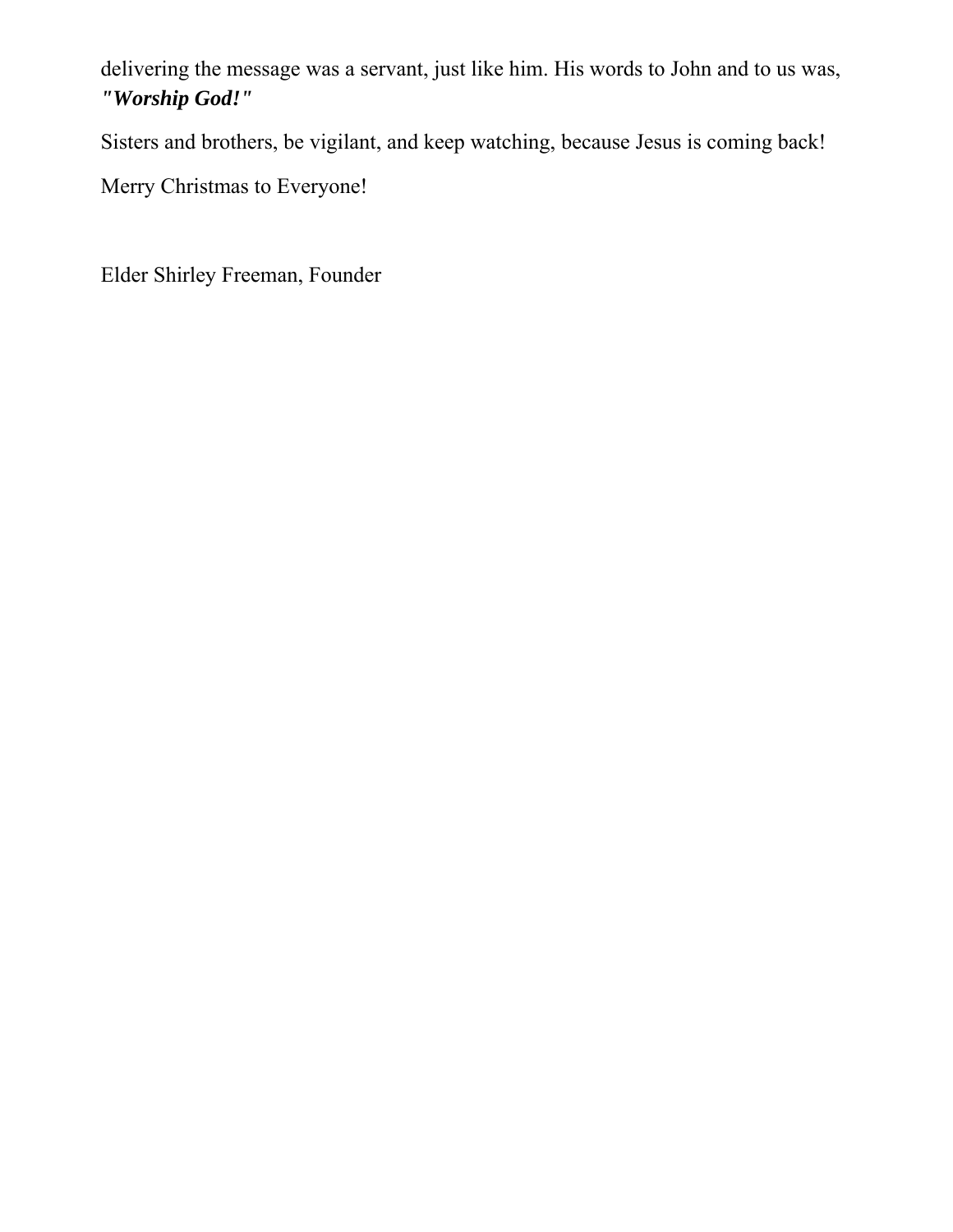delivering the message was a servant, just like him. His words to John and to us was, ***"Worship God!"***

Sisters and brothers, be vigilant, and keep watching, because Jesus is coming back!

Merry Christmas to Everyone!

Elder Shirley Freeman, Founder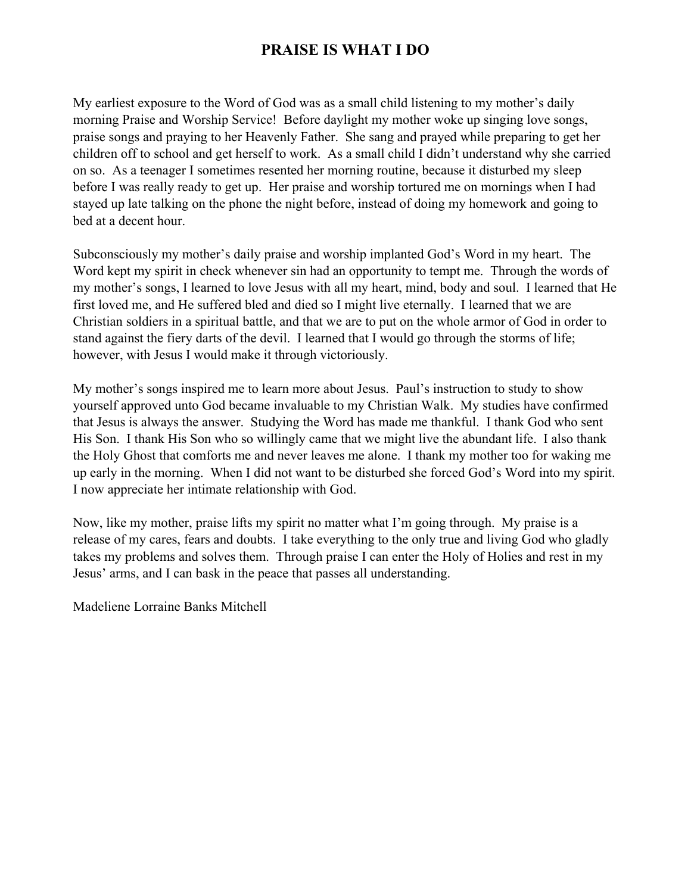# PRAISE IS WHAT I DO

My earliest exposure to the Word of God was as a small child listening to my mother's daily morning Praise and Worship Service! Before daylight my mother woke up singing love songs, praise songs and praying to her Heavenly Father. She sang and prayed while preparing to get her children off to school and get herself to work. As a small child I didn't understand why she carried on so. As a teenager I sometimes resented her morning routine, because it disturbed my sleep before I was really ready to get up. Her praise and worship tortured me on mornings when I had stayed up late talking on the phone the night before, instead of doing my homework and going to bed at a decent hour.

Subconsciously my mother's daily praise and worship implanted God's Word in my heart. The Word kept my spirit in check whenever sin had an opportunity to tempt me. Through the words of my mother's songs, I learned to love Jesus with all my heart, mind, body and soul. I learned that He first loved me, and He suffered bled and died so I might live eternally. I learned that we are Christian soldiers in a spiritual battle, and that we are to put on the whole armor of God in order to stand against the fiery darts of the devil. I learned that I would go through the storms of life; however, with Jesus I would make it through victoriously.

My mother's songs inspired me to learn more about Jesus. Paul's instruction to study to show yourself approved unto God became invaluable to my Christian Walk. My studies have confirmed that Jesus is always the answer. Studying the Word has made me thankful. I thank God who sent His Son. I thank His Son who so willingly came that we might live the abundant life. I also thank the Holy Ghost that comforts me and never leaves me alone. I thank my mother too for waking me up early in the morning. When I did not want to be disturbed she forced God's Word into my spirit. I now appreciate her intimate relationship with God.

Now, like my mother, praise lifts my spirit no matter what I'm going through. My praise is a release of my cares, fears and doubts. I take everything to the only true and living God who gladly takes my problems and solves them. Through praise I can enter the Holy of Holies and rest in my Jesus' arms, and I can bask in the peace that passes all understanding.

Madeliene Lorraine Banks Mitchell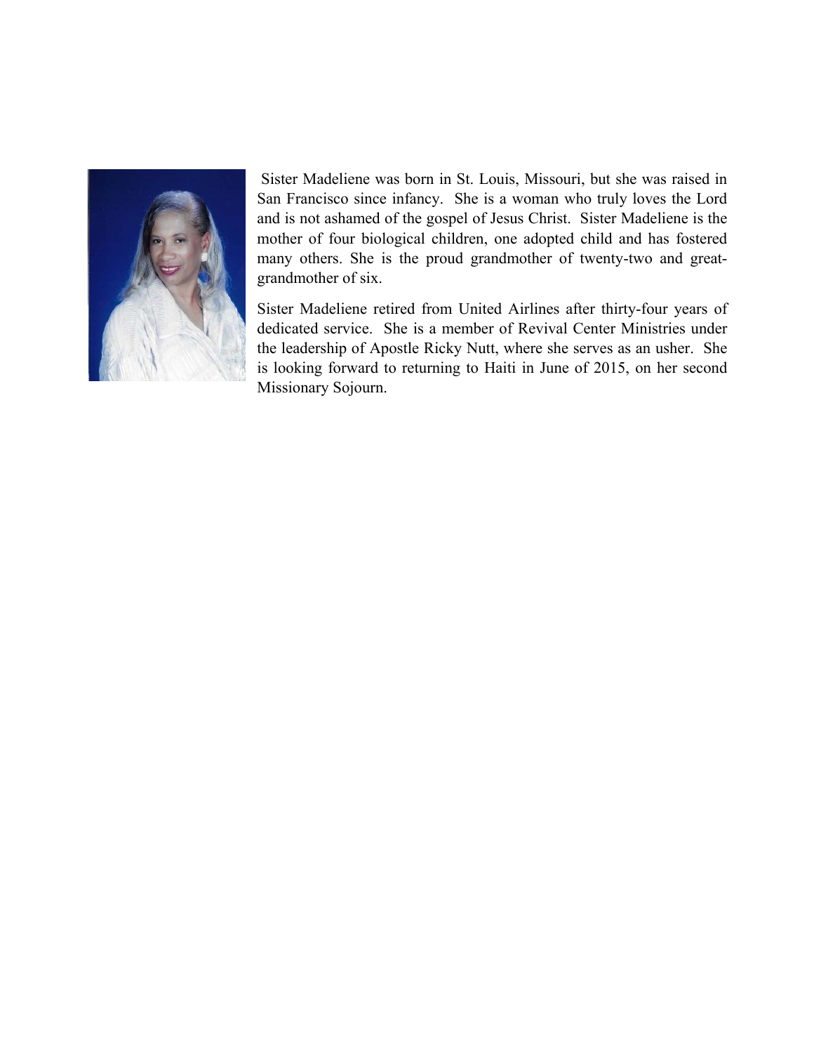Sister Madeliene was born in St. Louis, Missouri, but she was raised in San Francisco since infancy. She is a woman who truly loves the Lord and is not ashamed of the gospel of Jesus Christ. Sister Madeliene is the mother of four biological children, one adopted child and has fostered many others. She is the proud grandmother of twenty-two and great-grandmother of six.

Sister Madeliene retired from United Airlines after thirty-four years of dedicated service. She is a member of Revival Center Ministries under the leadership of Apostle Ricky Nutt, where she serves as an usher. She is looking forward to returning to Haiti in June of 2015, on her second Missionary Sojourn.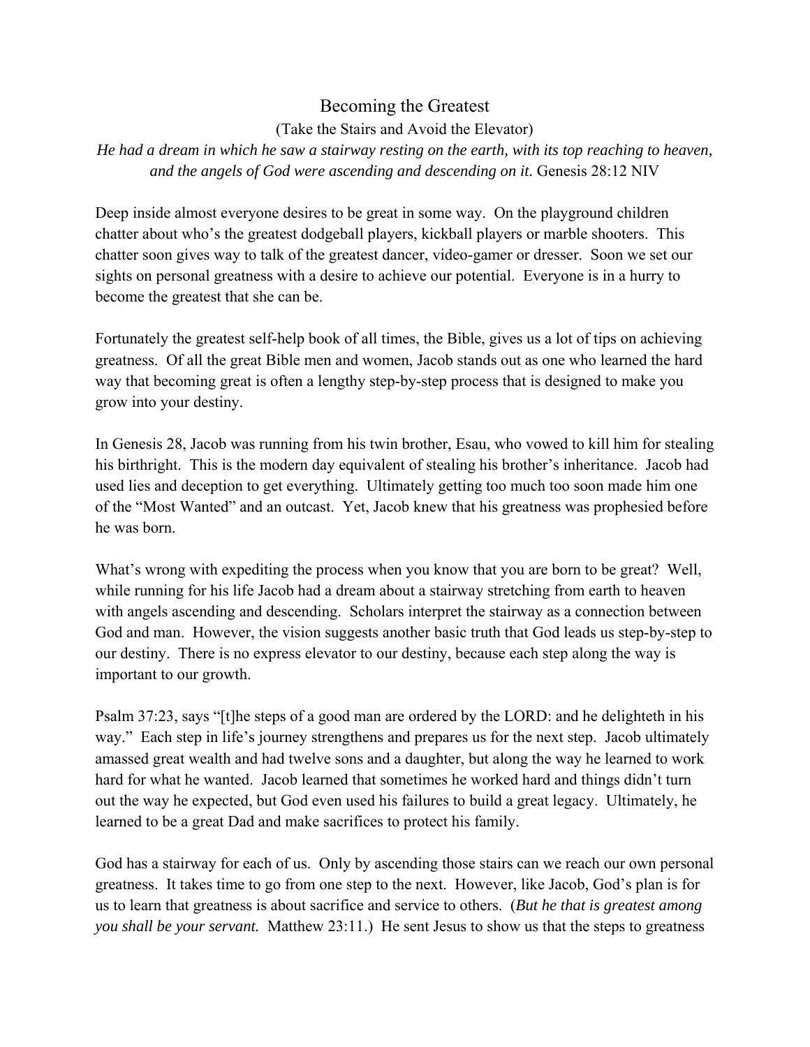# Becoming the Greatest

(Take the Stairs and Avoid the Elevator)

*He had a dream in which he saw a stairway resting on the earth, with its top reaching to heaven, and the angels of God were ascending and descending on it.* Genesis 28:12 NIV

Deep inside almost everyone desires to be great in some way. On the playground children chatter about who's the greatest dodgeball players, kickball players or marble shooters. This chatter soon gives way to talk of the greatest dancer, video-gamer or dresser. Soon we set our sights on personal greatness with a desire to achieve our potential. Everyone is in a hurry to become the greatest that she can be.

Fortunately the greatest self-help book of all times, the Bible, gives us a lot of tips on achieving greatness. Of all the great Bible men and women, Jacob stands out as one who learned the hard way that becoming great is often a lengthy step-by-step process that is designed to make you grow into your destiny.

In Genesis 28, Jacob was running from his twin brother, Esau, who vowed to kill him for stealing his birthright. This is the modern day equivalent of stealing his brother's inheritance. Jacob had used lies and deception to get everything. Ultimately getting too much too soon made him one of the "Most Wanted" and an outcast. Yet, Jacob knew that his greatness was prophesied before he was born.

What's wrong with expediting the process when you know that you are born to be great? Well, while running for his life Jacob had a dream about a stairway stretching from earth to heaven with angels ascending and descending. Scholars interpret the stairway as a connection between God and man. However, the vision suggests another basic truth that God leads us step-by-step to our destiny. There is no express elevator to our destiny, because each step along the way is important to our growth.

Psalm 37:23, says "[t]he steps of a good man are ordered by the LORD: and he delighteth in his way." Each step in life's journey strengthens and prepares us for the next step. Jacob ultimately amassed great wealth and had twelve sons and a daughter, but along the way he learned to work hard for what he wanted. Jacob learned that sometimes he worked hard and things didn't turn out the way he expected, but God even used his failures to build a great legacy. Ultimately, he learned to be a great Dad and make sacrifices to protect his family.

God has a stairway for each of us. Only by ascending those stairs can we reach our own personal greatness. It takes time to go from one step to the next. However, like Jacob, God's plan is for us to learn that greatness is about sacrifice and service to others. (*But he that is greatest among you shall be your servant.* Matthew 23:11.) He sent Jesus to show us that the steps to greatness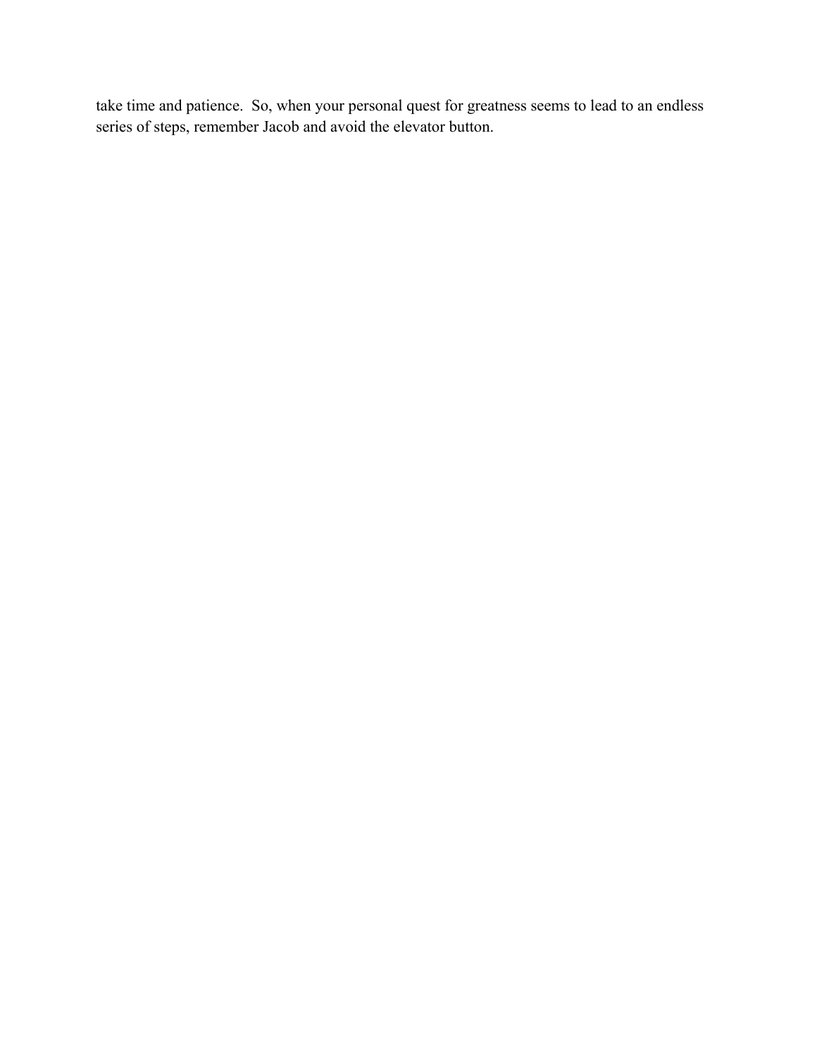take time and patience. So, when your personal quest for greatness seems to lead to an endless series of steps, remember Jacob and avoid the elevator button.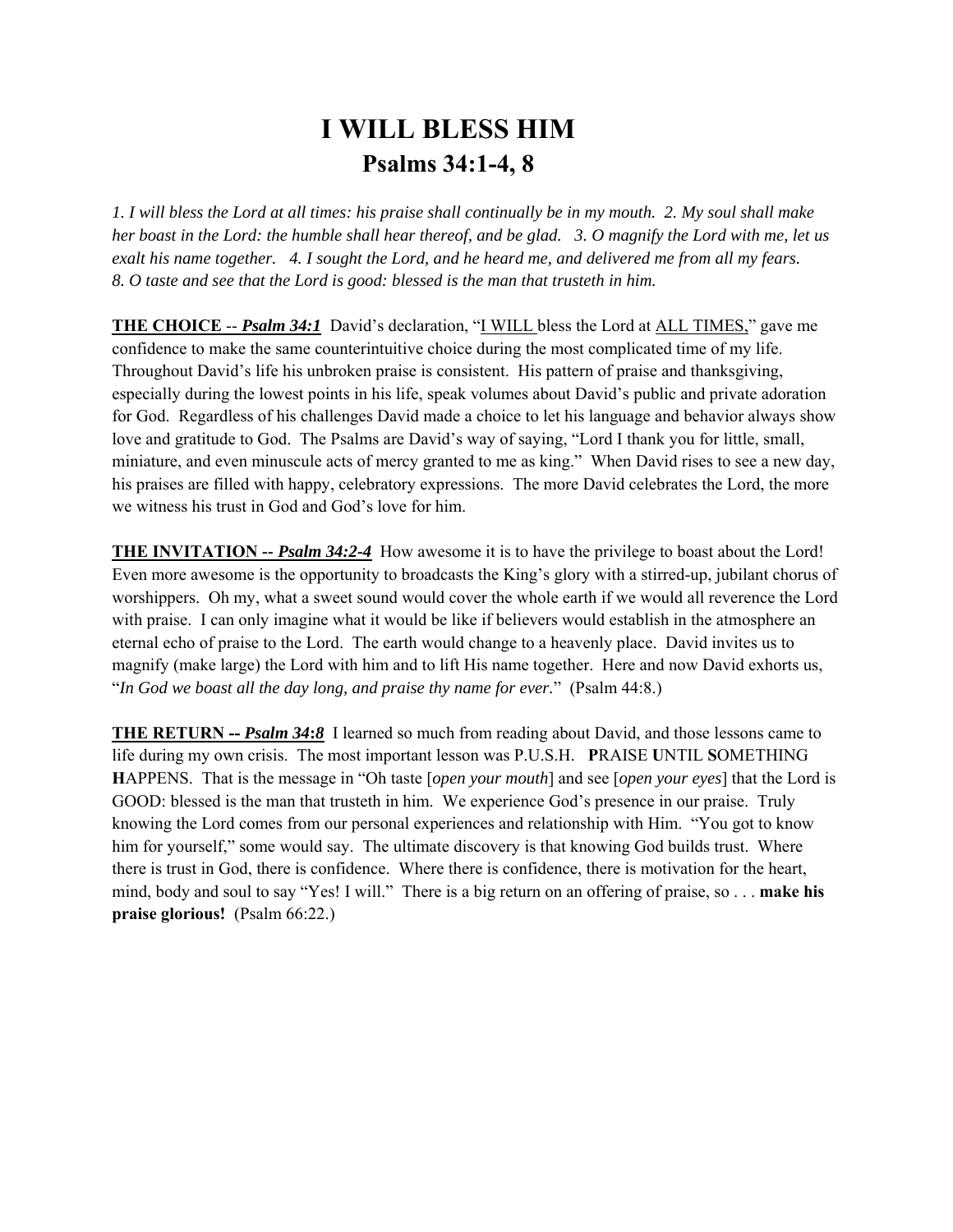# I WILL BLESS HIM

## Psalms 34:1-4, 8

*1. I will bless the Lord at all times: his praise shall continually be in my mouth. 2. My soul shall make her boast in the Lord: the humble shall hear thereof, and be glad. 3. O magnify the Lord with me, let us exalt his name together. 4. I sought the Lord, and he heard me, and delivered me from all my fears. 8. O taste and see that the Lord is good: blessed is the man that trusteth in him.*

**THE CHOICE -- *Psalm 34:1*** David's declaration, "I WILL bless the Lord at ALL TIMES," gave me confidence to make the same counterintuitive choice during the most complicated time of my life. Throughout David's life his unbroken praise is consistent. His pattern of praise and thanksgiving, especially during the lowest points in his life, speak volumes about David's public and private adoration for God. Regardless of his challenges David made a choice to let his language and behavior always show love and gratitude to God. The Psalms are David's way of saying, "Lord I thank you for little, small, miniature, and even minuscule acts of mercy granted to me as king." When David rises to see a new day, his praises are filled with happy, celebratory expressions. The more David celebrates the Lord, the more we witness his trust in God and God's love for him.

**THE INVITATION -- *Psalm 34:2-4*** How awesome it is to have the privilege to boast about the Lord! Even more awesome is the opportunity to broadcasts the King's glory with a stirred-up, jubilant chorus of worshippers. Oh my, what a sweet sound would cover the whole earth if we would all reverence the Lord with praise. I can only imagine what it would be like if believers would establish in the atmosphere an eternal echo of praise to the Lord. The earth would change to a heavenly place. David invites us to magnify (make large) the Lord with him and to lift His name together. Here and now David exhorts us, "*In God we boast all the day long, and praise thy name for ever.*" (Psalm 44:8.)

**THE RETURN -- *Psalm 34:8*** I learned so much from reading about David, and those lessons came to life during my own crisis. The most important lesson was P.U.S.H. **P**RAISE **U**NTIL **S**OMETHING **H**APPENS. That is the message in "Oh taste [*open your mouth*] and see [*open your eyes*] that the Lord is GOOD: blessed is the man that trusteth in him. We experience God's presence in our praise. Truly knowing the Lord comes from our personal experiences and relationship with Him. "You got to know him for yourself," some would say. The ultimate discovery is that knowing God builds trust. Where there is trust in God, there is confidence. Where there is confidence, there is motivation for the heart, mind, body and soul to say "Yes! I will." There is a big return on an offering of praise, so . . . **make his praise glorious!** (Psalm 66:22.)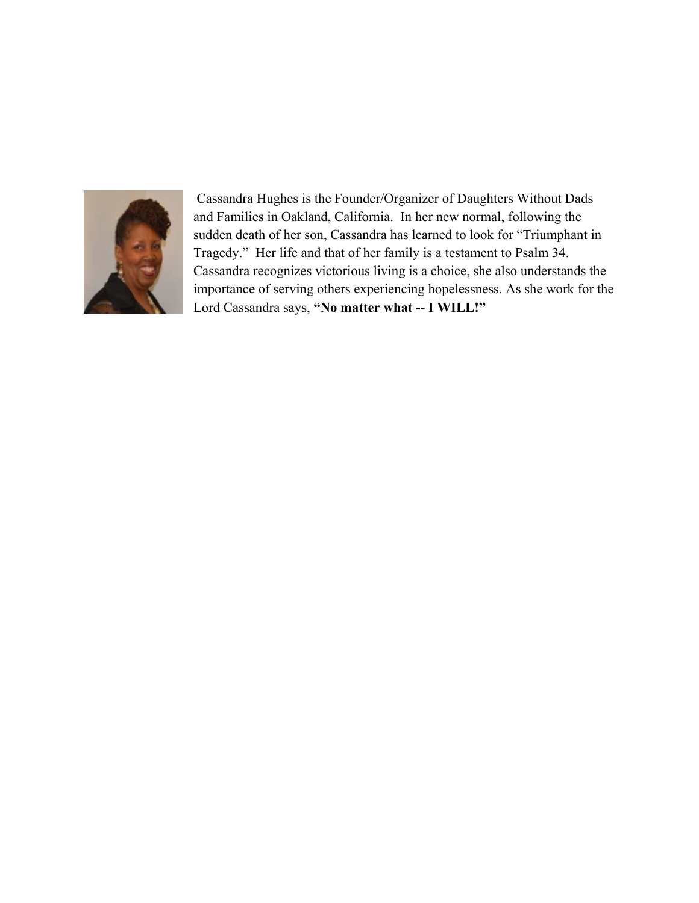Cassandra Hughes is the Founder/Organizer of Daughters Without Dads and Families in Oakland, California. In her new normal, following the sudden death of her son, Cassandra has learned to look for "Triumphant in Tragedy." Her life and that of her family is a testament to Psalm 34. Cassandra recognizes victorious living is a choice, she also understands the importance of serving others experiencing hopelessness. As she work for the Lord Cassandra says, **"No matter what -- I WILL!"**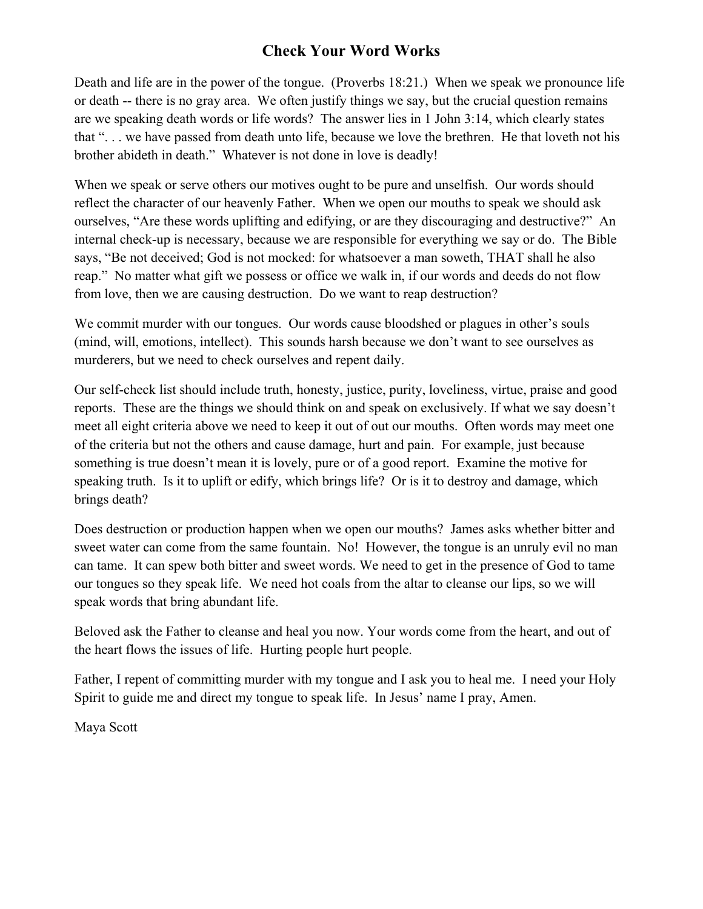# Check Your Word Works

Death and life are in the power of the tongue. (Proverbs 18:21.) When we speak we pronounce life or death -- there is no gray area. We often justify things we say, but the crucial question remains are we speaking death words or life words? The answer lies in 1 John 3:14, which clearly states that ". . . we have passed from death unto life, because we love the brethren. He that loveth not his brother abideth in death." Whatever is not done in love is deadly!

When we speak or serve others our motives ought to be pure and unselfish. Our words should reflect the character of our heavenly Father. When we open our mouths to speak we should ask ourselves, "Are these words uplifting and edifying, or are they discouraging and destructive?" An internal check-up is necessary, because we are responsible for everything we say or do. The Bible says, "Be not deceived; God is not mocked: for whatsoever a man soweth, THAT shall he also reap." No matter what gift we possess or office we walk in, if our words and deeds do not flow from love, then we are causing destruction. Do we want to reap destruction?

We commit murder with our tongues. Our words cause bloodshed or plagues in other's souls (mind, will, emotions, intellect). This sounds harsh because we don't want to see ourselves as murderers, but we need to check ourselves and repent daily.

Our self-check list should include truth, honesty, justice, purity, loveliness, virtue, praise and good reports. These are the things we should think on and speak on exclusively. If what we say doesn't meet all eight criteria above we need to keep it out of out our mouths. Often words may meet one of the criteria but not the others and cause damage, hurt and pain. For example, just because something is true doesn't mean it is lovely, pure or of a good report. Examine the motive for speaking truth. Is it to uplift or edify, which brings life? Or is it to destroy and damage, which brings death?

Does destruction or production happen when we open our mouths? James asks whether bitter and sweet water can come from the same fountain. No! However, the tongue is an unruly evil no man can tame. It can spew both bitter and sweet words. We need to get in the presence of God to tame our tongues so they speak life. We need hot coals from the altar to cleanse our lips, so we will speak words that bring abundant life.

Beloved ask the Father to cleanse and heal you now. Your words come from the heart, and out of the heart flows the issues of life. Hurting people hurt people.

Father, I repent of committing murder with my tongue and I ask you to heal me. I need your Holy Spirit to guide me and direct my tongue to speak life. In Jesus' name I pray, Amen.

Maya Scott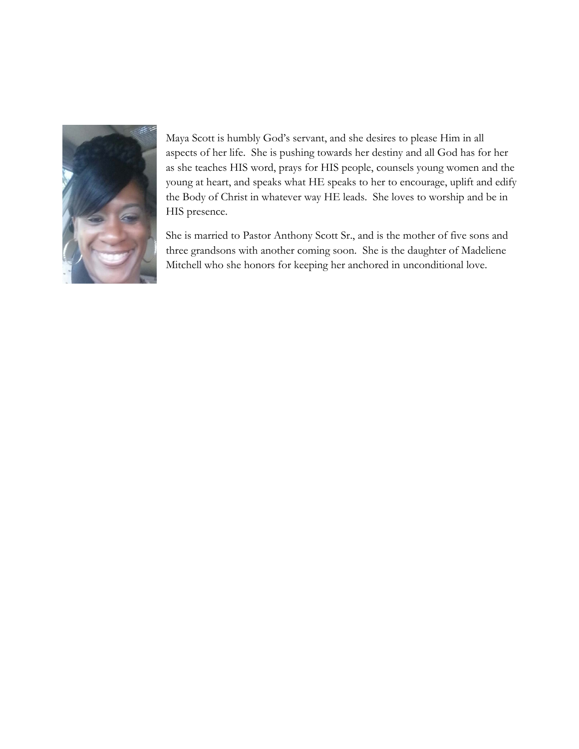Maya Scott is humbly God's servant, and she desires to please Him in all aspects of her life. She is pushing towards her destiny and all God has for her as she teaches HIS word, prays for HIS people, counsels young women and the young at heart, and speaks what HE speaks to her to encourage, uplift and edify the Body of Christ in whatever way HE leads. She loves to worship and be in HIS presence.

She is married to Pastor Anthony Scott Sr., and is the mother of five sons and three grandsons with another coming soon. She is the daughter of Madeliene Mitchell who she honors for keeping her anchored in unconditional love.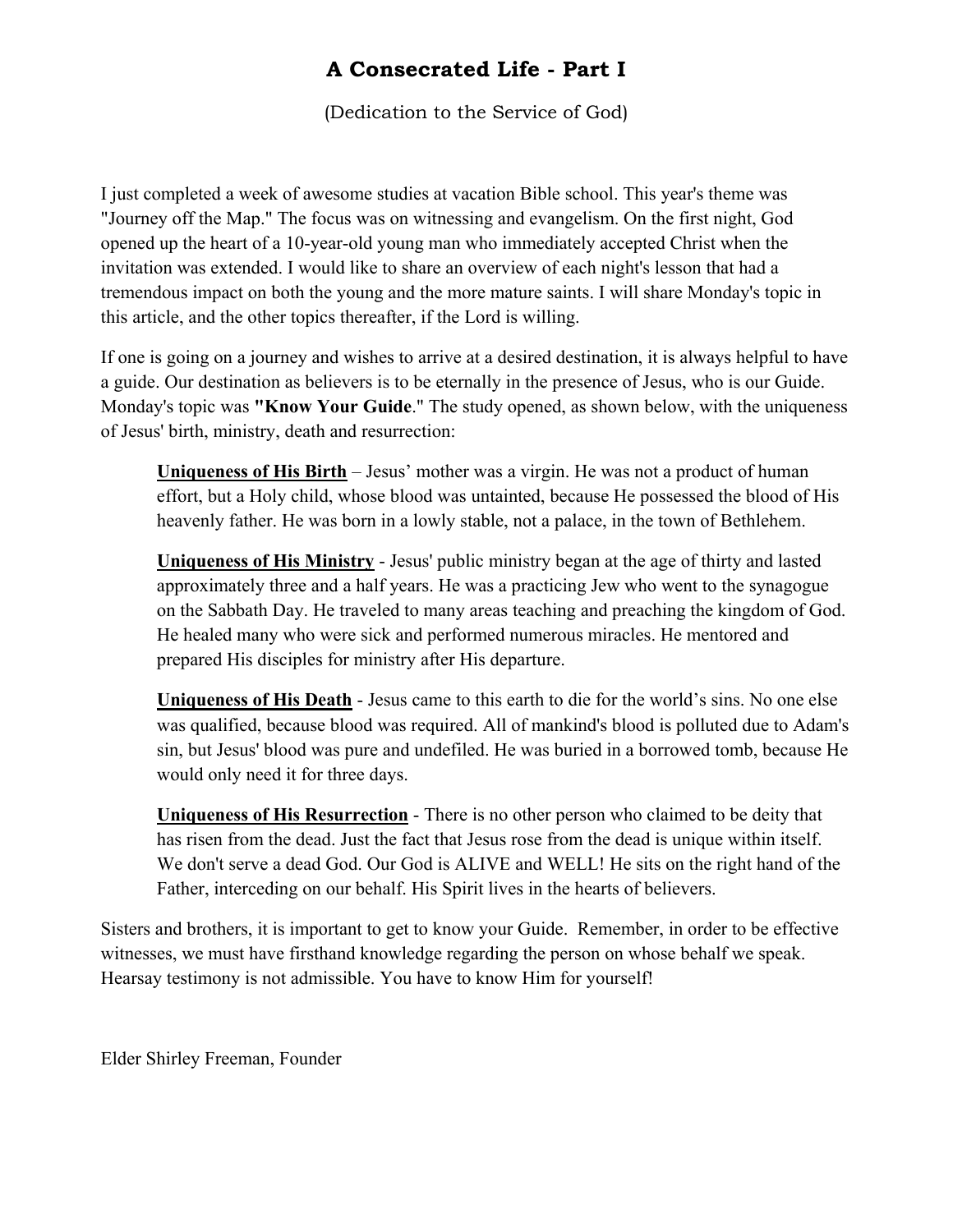# A Consecrated Life - Part I

(Dedication to the Service of God)

I just completed a week of awesome studies at vacation Bible school. This year's theme was "Journey off the Map." The focus was on witnessing and evangelism. On the first night, God opened up the heart of a 10-year-old young man who immediately accepted Christ when the invitation was extended. I would like to share an overview of each night's lesson that had a tremendous impact on both the young and the more mature saints. I will share Monday's topic in this article, and the other topics thereafter, if the Lord is willing.

If one is going on a journey and wishes to arrive at a desired destination, it is always helpful to have a guide. Our destination as believers is to be eternally in the presence of Jesus, who is our Guide. Monday's topic was **"Know Your Guide**." The study opened, as shown below, with the uniqueness of Jesus' birth, ministry, death and resurrection:

> **Uniqueness of His Birth** – Jesus' mother was a virgin. He was not a product of human effort, but a Holy child, whose blood was untainted, because He possessed the blood of His heavenly father. He was born in a lowly stable, not a palace, in the town of Bethlehem.
>
> **Uniqueness of His Ministry** - Jesus' public ministry began at the age of thirty and lasted approximately three and a half years. He was a practicing Jew who went to the synagogue on the Sabbath Day. He traveled to many areas teaching and preaching the kingdom of God. He healed many who were sick and performed numerous miracles. He mentored and prepared His disciples for ministry after His departure.
>
> **Uniqueness of His Death** - Jesus came to this earth to die for the world's sins. No one else was qualified, because blood was required. All of mankind's blood is polluted due to Adam's sin, but Jesus' blood was pure and undefiled. He was buried in a borrowed tomb, because He would only need it for three days.
>
> **Uniqueness of His Resurrection** - There is no other person who claimed to be deity that has risen from the dead. Just the fact that Jesus rose from the dead is unique within itself. We don't serve a dead God. Our God is ALIVE and WELL! He sits on the right hand of the Father, interceding on our behalf. His Spirit lives in the hearts of believers.

Sisters and brothers, it is important to get to know your Guide. Remember, in order to be effective witnesses, we must have firsthand knowledge regarding the person on whose behalf we speak. Hearsay testimony is not admissible. You have to know Him for yourself!

Elder Shirley Freeman, Founder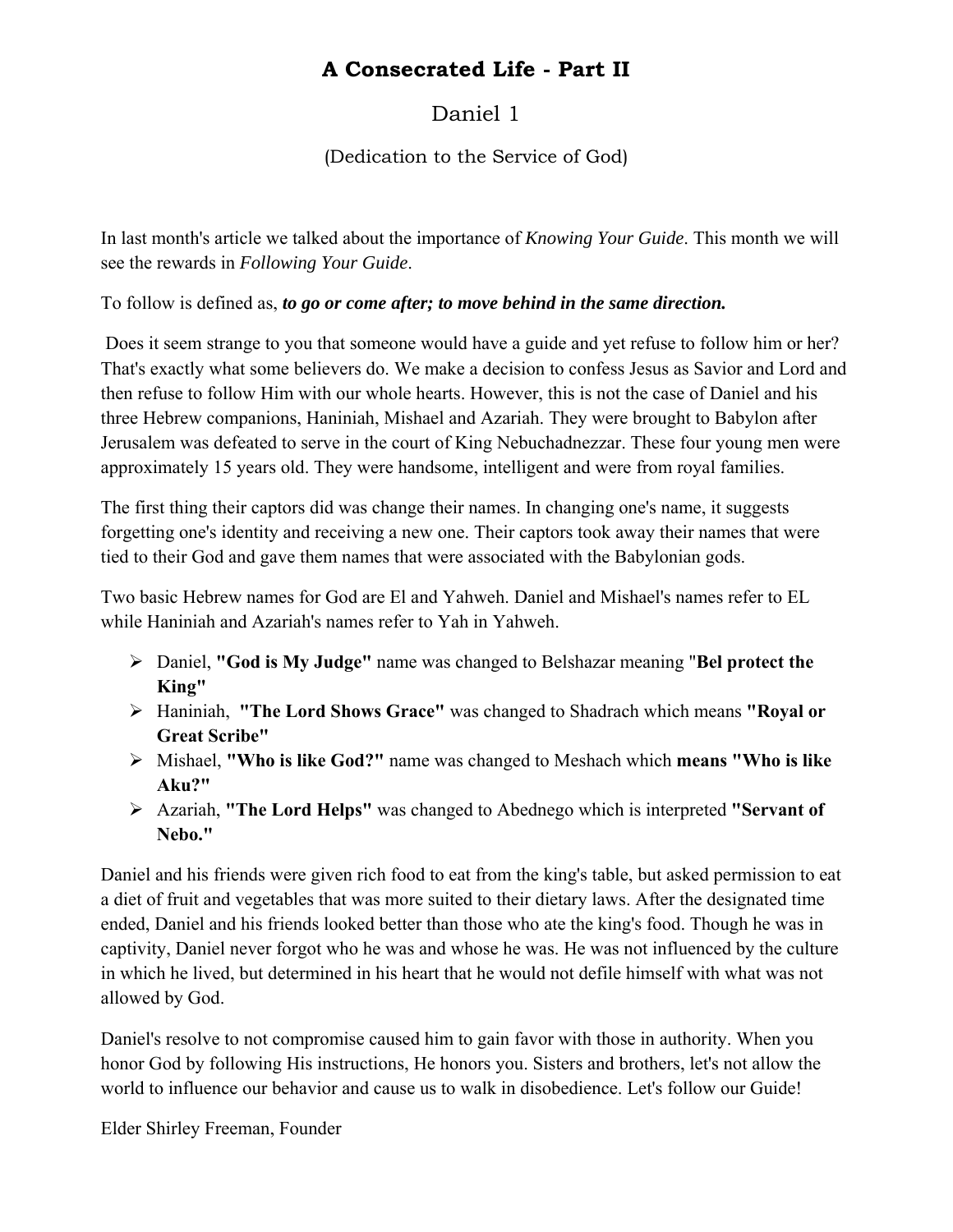# A Consecrated Life - Part II

## Daniel 1

### (Dedication to the Service of God)

In last month's article we talked about the importance of *Knowing Your Guide*. This month we will see the rewards in *Following Your Guide*.

To follow is defined as, ***to go or come after; to move behind in the same direction.***

Does it seem strange to you that someone would have a guide and yet refuse to follow him or her? That's exactly what some believers do. We make a decision to confess Jesus as Savior and Lord and then refuse to follow Him with our whole hearts. However, this is not the case of Daniel and his three Hebrew companions, Haniniah, Mishael and Azariah. They were brought to Babylon after Jerusalem was defeated to serve in the court of King Nebuchadnezzar. These four young men were approximately 15 years old. They were handsome, intelligent and were from royal families.

The first thing their captors did was change their names. In changing one's name, it suggests forgetting one's identity and receiving a new one. Their captors took away their names that were tied to their God and gave them names that were associated with the Babylonian gods.

Two basic Hebrew names for God are El and Yahweh. Daniel and Mishael's names refer to EL while Haniniah and Azariah's names refer to Yah in Yahweh.

- Daniel, **"God is My Judge"** name was changed to Belshazar meaning "**Bel protect the King"**
- Haniniah, **"The Lord Shows Grace"** was changed to Shadrach which means **"Royal or Great Scribe"**
- Mishael, **"Who is like God?"** name was changed to Meshach which **means "Who is like Aku?"**
- Azariah, **"The Lord Helps"** was changed to Abednego which is interpreted **"Servant of Nebo."**

Daniel and his friends were given rich food to eat from the king's table, but asked permission to eat a diet of fruit and vegetables that was more suited to their dietary laws. After the designated time ended, Daniel and his friends looked better than those who ate the king's food. Though he was in captivity, Daniel never forgot who he was and whose he was. He was not influenced by the culture in which he lived, but determined in his heart that he would not defile himself with what was not allowed by God.

Daniel's resolve to not compromise caused him to gain favor with those in authority. When you honor God by following His instructions, He honors you. Sisters and brothers, let's not allow the world to influence our behavior and cause us to walk in disobedience. Let's follow our Guide!

Elder Shirley Freeman, Founder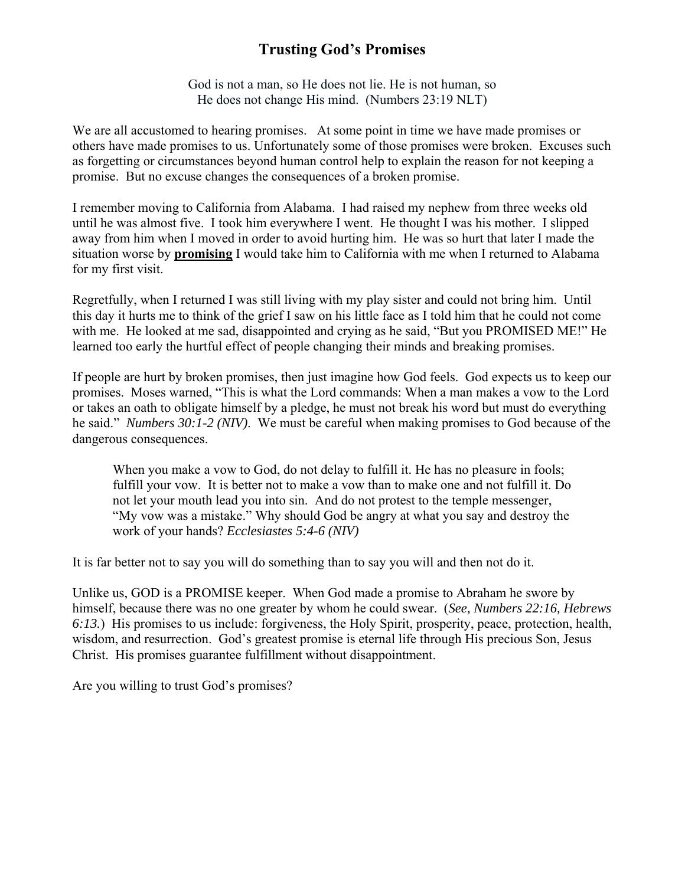# Trusting God's Promises

God is not a man, so He does not lie. He is not human, so He does not change His mind. (Numbers 23:19 NLT)

We are all accustomed to hearing promises. At some point in time we have made promises or others have made promises to us. Unfortunately some of those promises were broken. Excuses such as forgetting or circumstances beyond human control help to explain the reason for not keeping a promise. But no excuse changes the consequences of a broken promise.

I remember moving to California from Alabama. I had raised my nephew from three weeks old until he was almost five. I took him everywhere I went. He thought I was his mother. I slipped away from him when I moved in order to avoid hurting him. He was so hurt that later I made the situation worse by **promising** I would take him to California with me when I returned to Alabama for my first visit.

Regretfully, when I returned I was still living with my play sister and could not bring him. Until this day it hurts me to think of the grief I saw on his little face as I told him that he could not come with me. He looked at me sad, disappointed and crying as he said, "But you PROMISED ME!" He learned too early the hurtful effect of people changing their minds and breaking promises.

If people are hurt by broken promises, then just imagine how God feels. God expects us to keep our promises. Moses warned, "This is what the Lord commands: When a man makes a vow to the Lord or takes an oath to obligate himself by a pledge, he must not break his word but must do everything he said." *Numbers 30:1-2 (NIV)*. We must be careful when making promises to God because of the dangerous consequences.

> When you make a vow to God, do not delay to fulfill it. He has no pleasure in fools; fulfill your vow. It is better not to make a vow than to make one and not fulfill it. Do not let your mouth lead you into sin. And do not protest to the temple messenger, "My vow was a mistake." Why should God be angry at what you say and destroy the work of your hands? *Ecclesiastes 5:4-6 (NIV)*

It is far better not to say you will do something than to say you will and then not do it.

Unlike us, GOD is a PROMISE keeper. When God made a promise to Abraham he swore by himself, because there was no one greater by whom he could swear. (*See, Numbers 22:16, Hebrews 6:13.*) His promises to us include: forgiveness, the Holy Spirit, prosperity, peace, protection, health, wisdom, and resurrection. God's greatest promise is eternal life through His precious Son, Jesus Christ. His promises guarantee fulfillment without disappointment.

Are you willing to trust God's promises?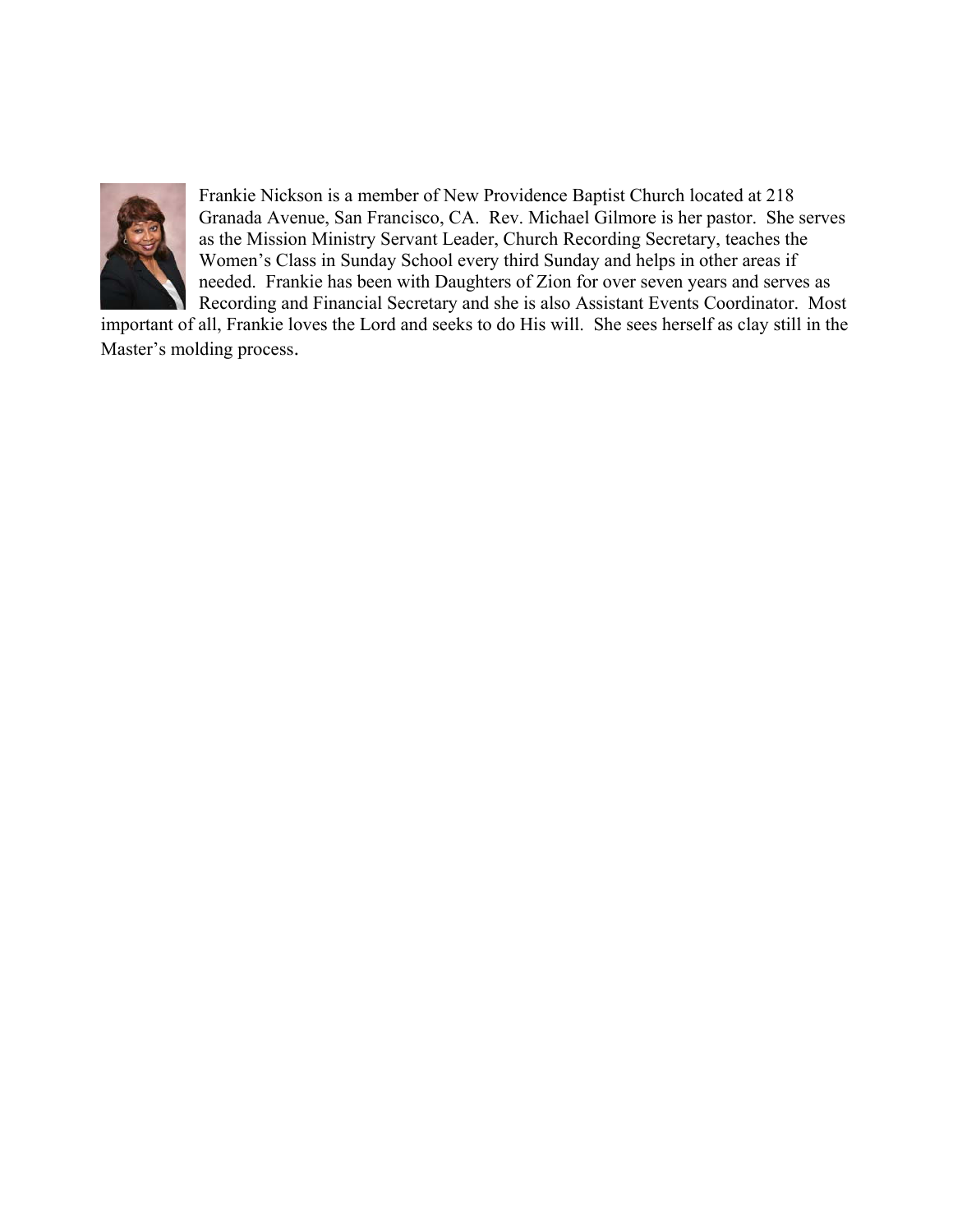Frankie Nickson is a member of New Providence Baptist Church located at 218 Granada Avenue, San Francisco, CA. Rev. Michael Gilmore is her pastor. She serves as the Mission Ministry Servant Leader, Church Recording Secretary, teaches the Women's Class in Sunday School every third Sunday and helps in other areas if needed. Frankie has been with Daughters of Zion for over seven years and serves as Recording and Financial Secretary and she is also Assistant Events Coordinator. Most important of all, Frankie loves the Lord and seeks to do His will. She sees herself as clay still in the Master's molding process.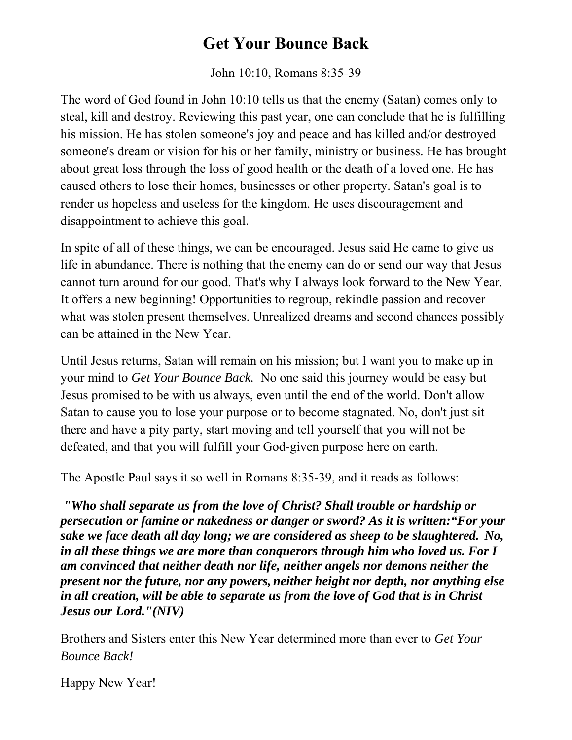# Get Your Bounce Back

John 10:10, Romans 8:35-39

The word of God found in John 10:10 tells us that the enemy (Satan) comes only to steal, kill and destroy. Reviewing this past year, one can conclude that he is fulfilling his mission. He has stolen someone's joy and peace and has killed and/or destroyed someone's dream or vision for his or her family, ministry or business. He has brought about great loss through the loss of good health or the death of a loved one. He has caused others to lose their homes, businesses or other property. Satan's goal is to render us hopeless and useless for the kingdom. He uses discouragement and disappointment to achieve this goal.

In spite of all of these things, we can be encouraged. Jesus said He came to give us life in abundance. There is nothing that the enemy can do or send our way that Jesus cannot turn around for our good. That's why I always look forward to the New Year. It offers a new beginning! Opportunities to regroup, rekindle passion and recover what was stolen present themselves. Unrealized dreams and second chances possibly can be attained in the New Year.

Until Jesus returns, Satan will remain on his mission; but I want you to make up in your mind to *Get Your Bounce Back.* No one said this journey would be easy but Jesus promised to be with us always, even until the end of the world. Don't allow Satan to cause you to lose your purpose or to become stagnated. No, don't just sit there and have a pity party, start moving and tell yourself that you will not be defeated, and that you will fulfill your God-given purpose here on earth.

The Apostle Paul says it so well in Romans 8:35-39, and it reads as follows:

***"Who shall separate us from the love of Christ? Shall trouble or hardship or persecution or famine or nakedness or danger or sword? As it is written:"For your sake we face death all day long; we are considered as sheep to be slaughtered. No, in all these things we are more than conquerors through him who loved us. For I am convinced that neither death nor life, neither angels nor demons neither the present nor the future, nor any powers, neither height nor depth, nor anything else in all creation, will be able to separate us from the love of God that is in Christ Jesus our Lord."(NIV)***

Brothers and Sisters enter this New Year determined more than ever to *Get Your Bounce Back!*

Happy New Year!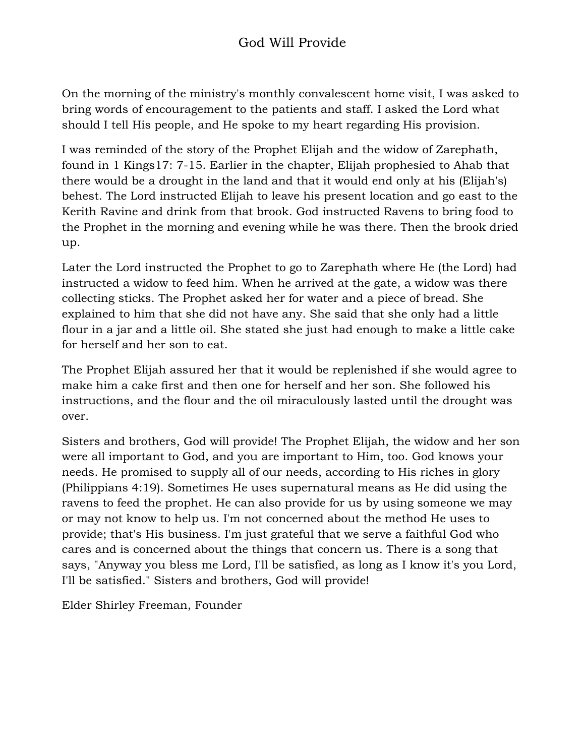# God Will Provide

On the morning of the ministry's monthly convalescent home visit, I was asked to bring words of encouragement to the patients and staff. I asked the Lord what should I tell His people, and He spoke to my heart regarding His provision.

I was reminded of the story of the Prophet Elijah and the widow of Zarephath, found in 1 Kings17: 7-15. Earlier in the chapter, Elijah prophesied to Ahab that there would be a drought in the land and that it would end only at his (Elijah's) behest. The Lord instructed Elijah to leave his present location and go east to the Kerith Ravine and drink from that brook. God instructed Ravens to bring food to the Prophet in the morning and evening while he was there. Then the brook dried up.

Later the Lord instructed the Prophet to go to Zarephath where He (the Lord) had instructed a widow to feed him. When he arrived at the gate, a widow was there collecting sticks. The Prophet asked her for water and a piece of bread. She explained to him that she did not have any. She said that she only had a little flour in a jar and a little oil. She stated she just had enough to make a little cake for herself and her son to eat.

The Prophet Elijah assured her that it would be replenished if she would agree to make him a cake first and then one for herself and her son. She followed his instructions, and the flour and the oil miraculously lasted until the drought was over.

Sisters and brothers, God will provide! The Prophet Elijah, the widow and her son were all important to God, and you are important to Him, too. God knows your needs. He promised to supply all of our needs, according to His riches in glory (Philippians 4:19). Sometimes He uses supernatural means as He did using the ravens to feed the prophet. He can also provide for us by using someone we may or may not know to help us. I'm not concerned about the method He uses to provide; that's His business. I'm just grateful that we serve a faithful God who cares and is concerned about the things that concern us. There is a song that says, "Anyway you bless me Lord, I'll be satisfied, as long as I know it's you Lord, I'll be satisfied." Sisters and brothers, God will provide!

Elder Shirley Freeman, Founder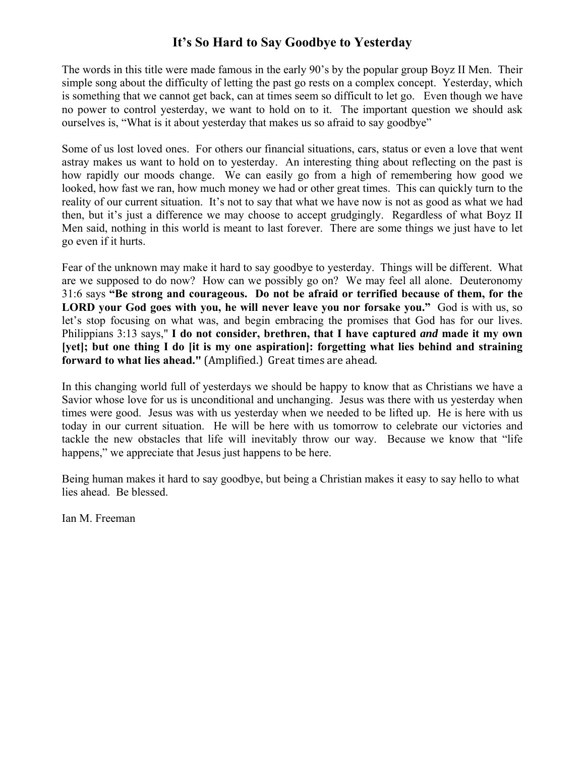# It's So Hard to Say Goodbye to Yesterday

The words in this title were made famous in the early 90's by the popular group Boyz II Men. Their simple song about the difficulty of letting the past go rests on a complex concept. Yesterday, which is something that we cannot get back, can at times seem so difficult to let go. Even though we have no power to control yesterday, we want to hold on to it. The important question we should ask ourselves is, "What is it about yesterday that makes us so afraid to say goodbye"

Some of us lost loved ones. For others our financial situations, cars, status or even a love that went astray makes us want to hold on to yesterday. An interesting thing about reflecting on the past is how rapidly our moods change. We can easily go from a high of remembering how good we looked, how fast we ran, how much money we had or other great times. This can quickly turn to the reality of our current situation. It's not to say that what we have now is not as good as what we had then, but it's just a difference we may choose to accept grudgingly. Regardless of what Boyz II Men said, nothing in this world is meant to last forever. There are some things we just have to let go even if it hurts.

Fear of the unknown may make it hard to say goodbye to yesterday. Things will be different. What are we supposed to do now? How can we possibly go on? We may feel all alone. Deuteronomy 31:6 says **"Be strong and courageous. Do not be afraid or terrified because of them, for the LORD your God goes with you, he will never leave you nor forsake you."** God is with us, so let's stop focusing on what was, and begin embracing the promises that God has for our lives. Philippians 3:13 says," **I do not consider, brethren, that I have captured *and* made it my own [yet]; but one thing I do [it is my one aspiration]: forgetting what lies behind and straining forward to what lies ahead."** (Amplified.) Great times are ahead.

In this changing world full of yesterdays we should be happy to know that as Christians we have a Savior whose love for us is unconditional and unchanging. Jesus was there with us yesterday when times were good. Jesus was with us yesterday when we needed to be lifted up. He is here with us today in our current situation. He will be here with us tomorrow to celebrate our victories and tackle the new obstacles that life will inevitably throw our way. Because we know that "life happens," we appreciate that Jesus just happens to be here.

Being human makes it hard to say goodbye, but being a Christian makes it easy to say hello to what lies ahead. Be blessed.

Ian M. Freeman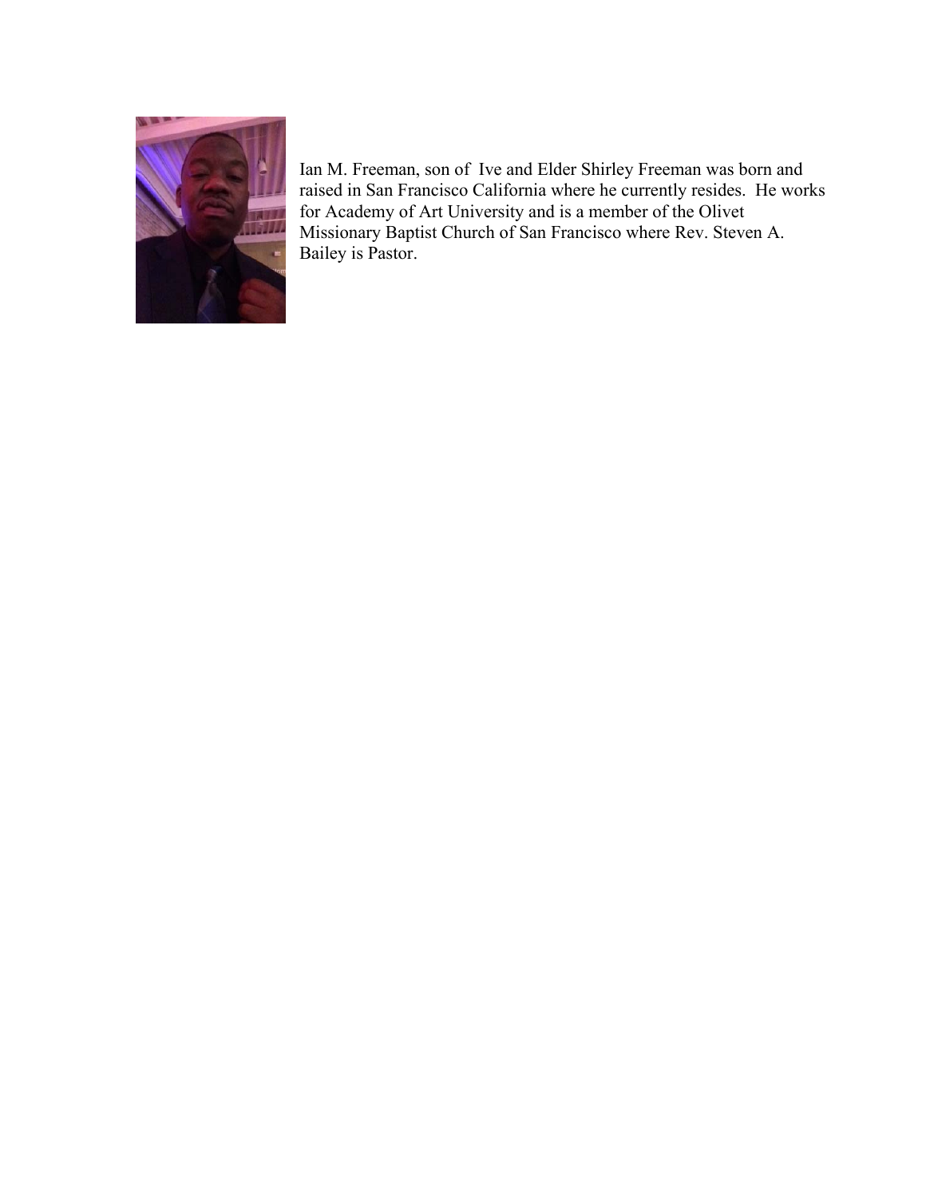Ian M. Freeman, son of Ive and Elder Shirley Freeman was born and raised in San Francisco California where he currently resides. He works for Academy of Art University and is a member of the Olivet Missionary Baptist Church of San Francisco where Rev. Steven A. Bailey is Pastor.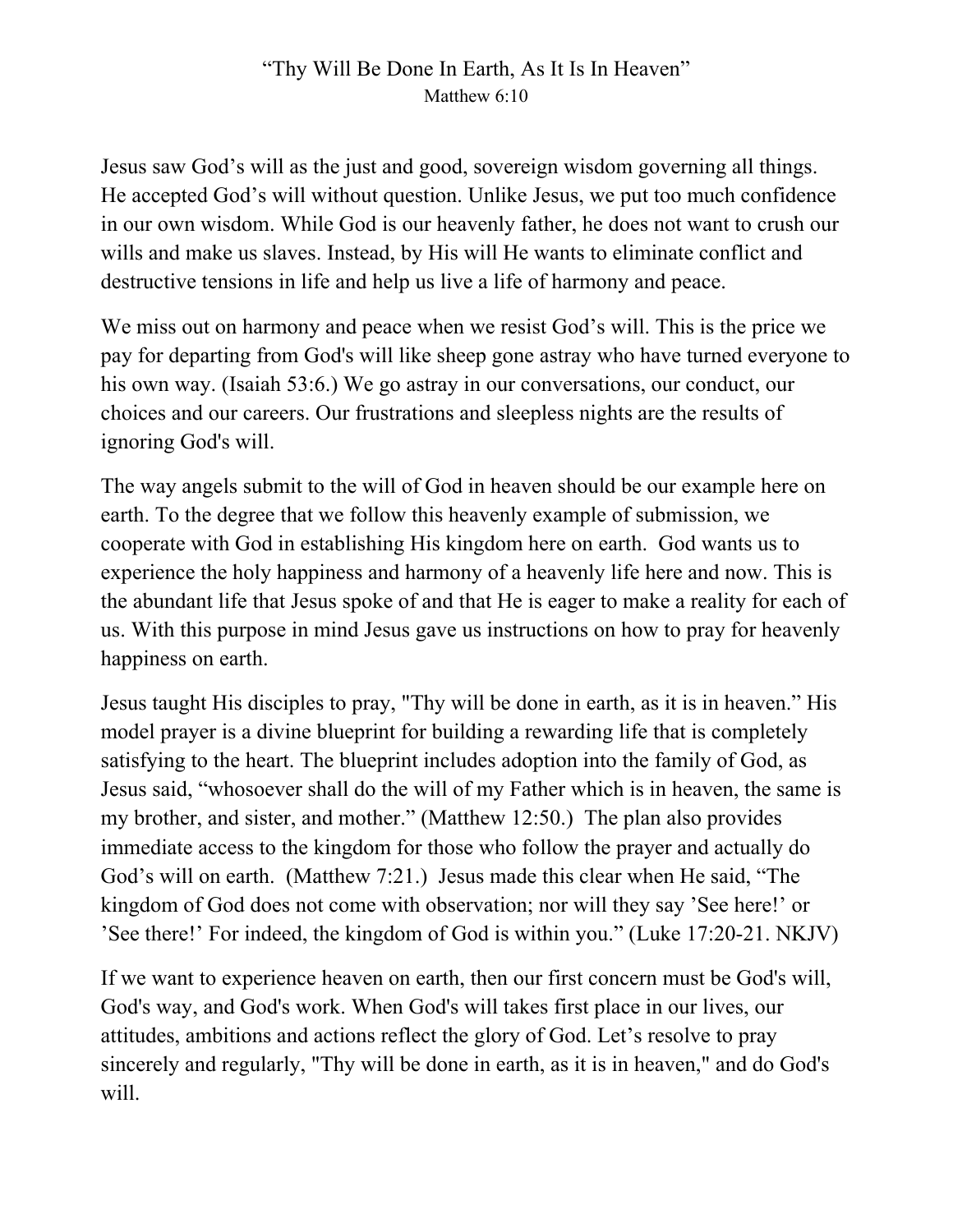# “Thy Will Be Done In Earth, As It Is In Heaven”

Matthew 6:10

Jesus saw God’s will as the just and good, sovereign wisdom governing all things. He accepted God’s will without question. Unlike Jesus, we put too much confidence in our own wisdom. While God is our heavenly father, he does not want to crush our wills and make us slaves. Instead, by His will He wants to eliminate conflict and destructive tensions in life and help us live a life of harmony and peace.

We miss out on harmony and peace when we resist God’s will. This is the price we pay for departing from God's will like sheep gone astray who have turned everyone to his own way. (Isaiah 53:6.) We go astray in our conversations, our conduct, our choices and our careers. Our frustrations and sleepless nights are the results of ignoring God's will.

The way angels submit to the will of God in heaven should be our example here on earth. To the degree that we follow this heavenly example of submission, we cooperate with God in establishing His kingdom here on earth. God wants us to experience the holy happiness and harmony of a heavenly life here and now. This is the abundant life that Jesus spoke of and that He is eager to make a reality for each of us. With this purpose in mind Jesus gave us instructions on how to pray for heavenly happiness on earth.

Jesus taught His disciples to pray, "Thy will be done in earth, as it is in heaven.” His model prayer is a divine blueprint for building a rewarding life that is completely satisfying to the heart. The blueprint includes adoption into the family of God, as Jesus said, “whosoever shall do the will of my Father which is in heaven, the same is my brother, and sister, and mother.” (Matthew 12:50.) The plan also provides immediate access to the kingdom for those who follow the prayer and actually do God’s will on earth. (Matthew 7:21.) Jesus made this clear when He said, “The kingdom of God does not come with observation; nor will they say ’See here!’ or ’See there!’ For indeed, the kingdom of God is within you.” (Luke 17:20-21. NKJV)

If we want to experience heaven on earth, then our first concern must be God's will, God's way, and God's work. When God's will takes first place in our lives, our attitudes, ambitions and actions reflect the glory of God. Let’s resolve to pray sincerely and regularly, "Thy will be done in earth, as it is in heaven," and do God's will.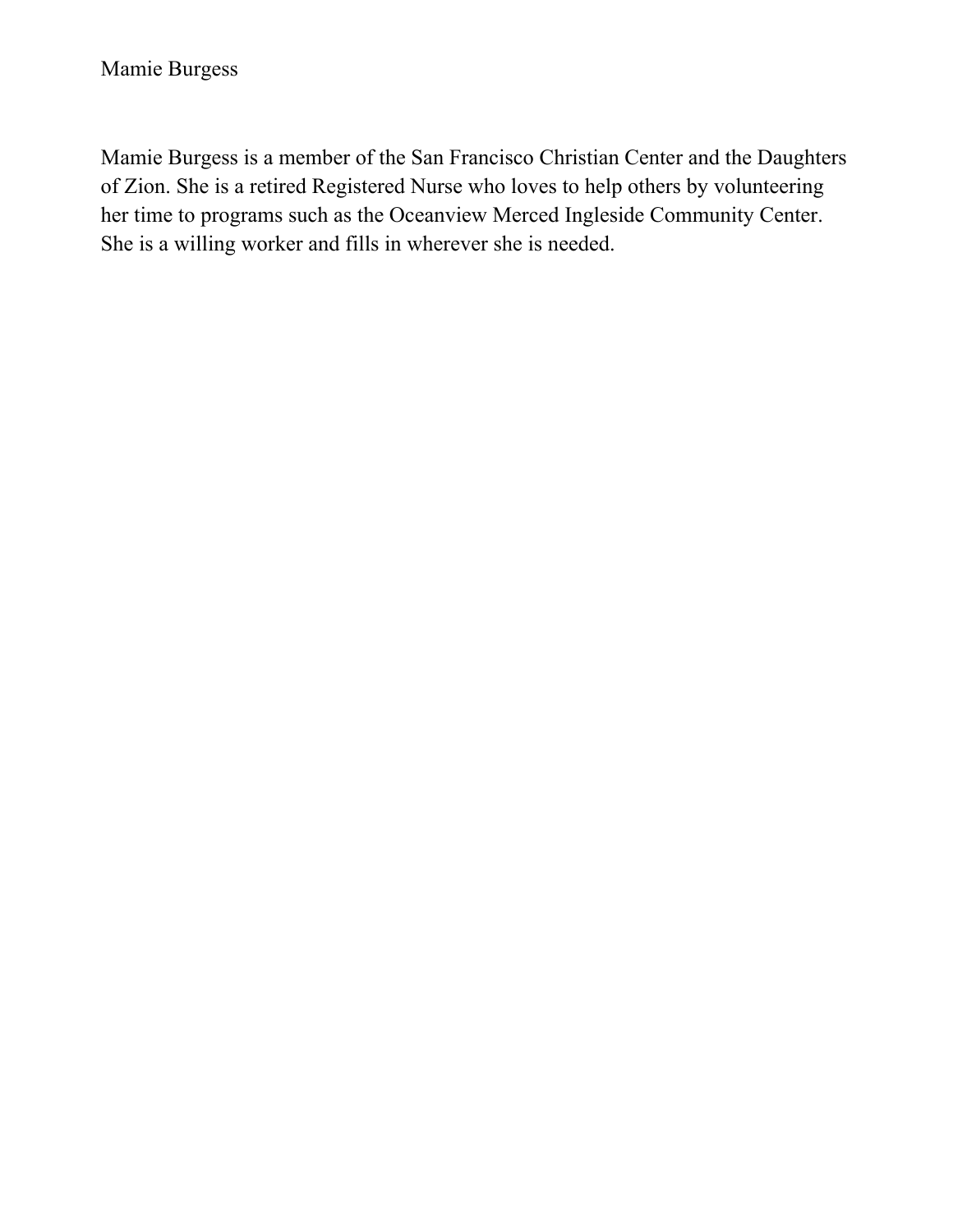Mamie Burgess

Mamie Burgess is a member of the San Francisco Christian Center and the Daughters of Zion. She is a retired Registered Nurse who loves to help others by volunteering her time to programs such as the Oceanview Merced Ingleside Community Center. She is a willing worker and fills in wherever she is needed.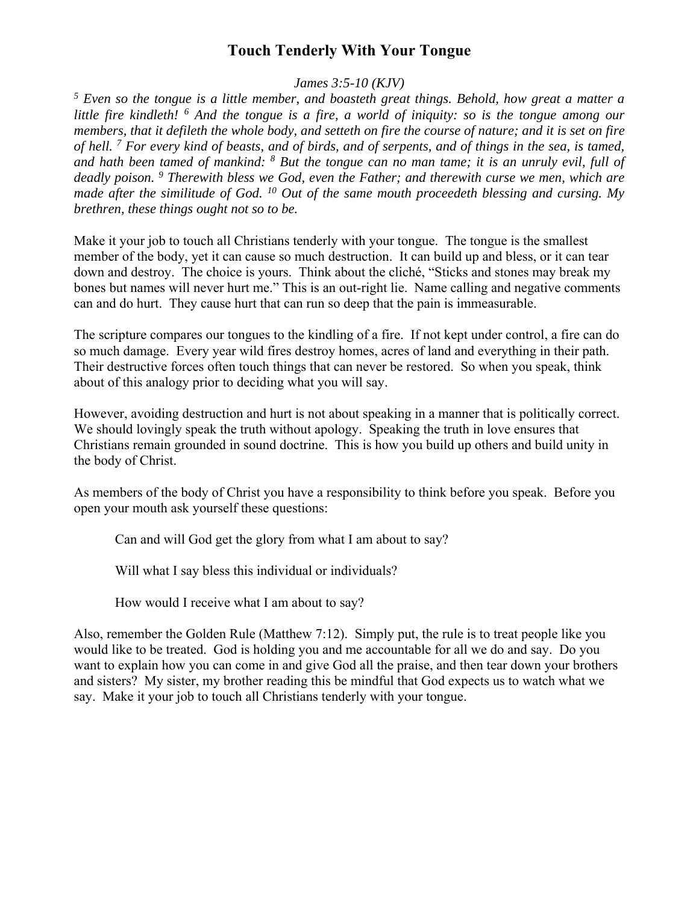# Touch Tenderly With Your Tongue

*James 3:5-10 (KJV)*

*[5] Even so the tongue is a little member, and boasteth great things. Behold, how great a matter a little fire kindleth! [6] And the tongue is a fire, a world of iniquity: so is the tongue among our members, that it defileth the whole body, and setteth on fire the course of nature; and it is set on fire of hell. [7] For every kind of beasts, and of birds, and of serpents, and of things in the sea, is tamed, and hath been tamed of mankind: [8] But the tongue can no man tame; it is an unruly evil, full of deadly poison. [9] Therewith bless we God, even the Father; and therewith curse we men, which are made after the similitude of God. [10] Out of the same mouth proceedeth blessing and cursing. My brethren, these things ought not so to be.*

Make it your job to touch all Christians tenderly with your tongue. The tongue is the smallest member of the body, yet it can cause so much destruction. It can build up and bless, or it can tear down and destroy. The choice is yours. Think about the cliché, "Sticks and stones may break my bones but names will never hurt me." This is an out-right lie. Name calling and negative comments can and do hurt. They cause hurt that can run so deep that the pain is immeasurable.

The scripture compares our tongues to the kindling of a fire. If not kept under control, a fire can do so much damage. Every year wild fires destroy homes, acres of land and everything in their path. Their destructive forces often touch things that can never be restored. So when you speak, think about of this analogy prior to deciding what you will say.

However, avoiding destruction and hurt is not about speaking in a manner that is politically correct. We should lovingly speak the truth without apology. Speaking the truth in love ensures that Christians remain grounded in sound doctrine. This is how you build up others and build unity in the body of Christ.

As members of the body of Christ you have a responsibility to think before you speak. Before you open your mouth ask yourself these questions:

> Can and will God get the glory from what I am about to say?
>
> Will what I say bless this individual or individuals?
>
> How would I receive what I am about to say?

Also, remember the Golden Rule (Matthew 7:12). Simply put, the rule is to treat people like you would like to be treated. God is holding you and me accountable for all we do and say. Do you want to explain how you can come in and give God all the praise, and then tear down your brothers and sisters? My sister, my brother reading this be mindful that God expects us to watch what we say. Make it your job to touch all Christians tenderly with your tongue.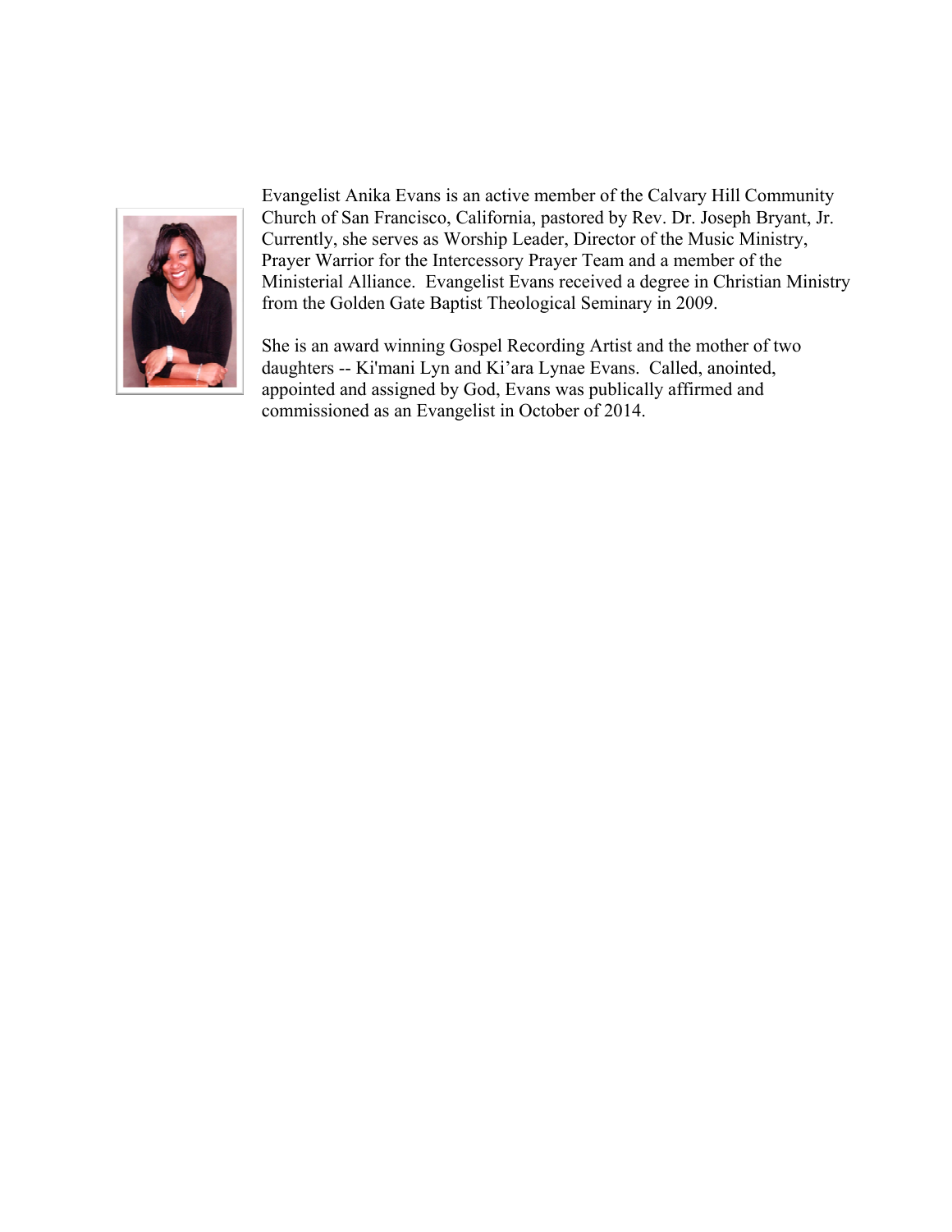Evangelist Anika Evans is an active member of the Calvary Hill Community Church of San Francisco, California, pastored by Rev. Dr. Joseph Bryant, Jr. Currently, she serves as Worship Leader, Director of the Music Ministry, Prayer Warrior for the Intercessory Prayer Team and a member of the Ministerial Alliance. Evangelist Evans received a degree in Christian Ministry from the Golden Gate Baptist Theological Seminary in 2009.

She is an award winning Gospel Recording Artist and the mother of two daughters -- Ki'mani Lyn and Ki'ara Lynae Evans. Called, anointed, appointed and assigned by God, Evans was publically affirmed and commissioned as an Evangelist in October of 2014.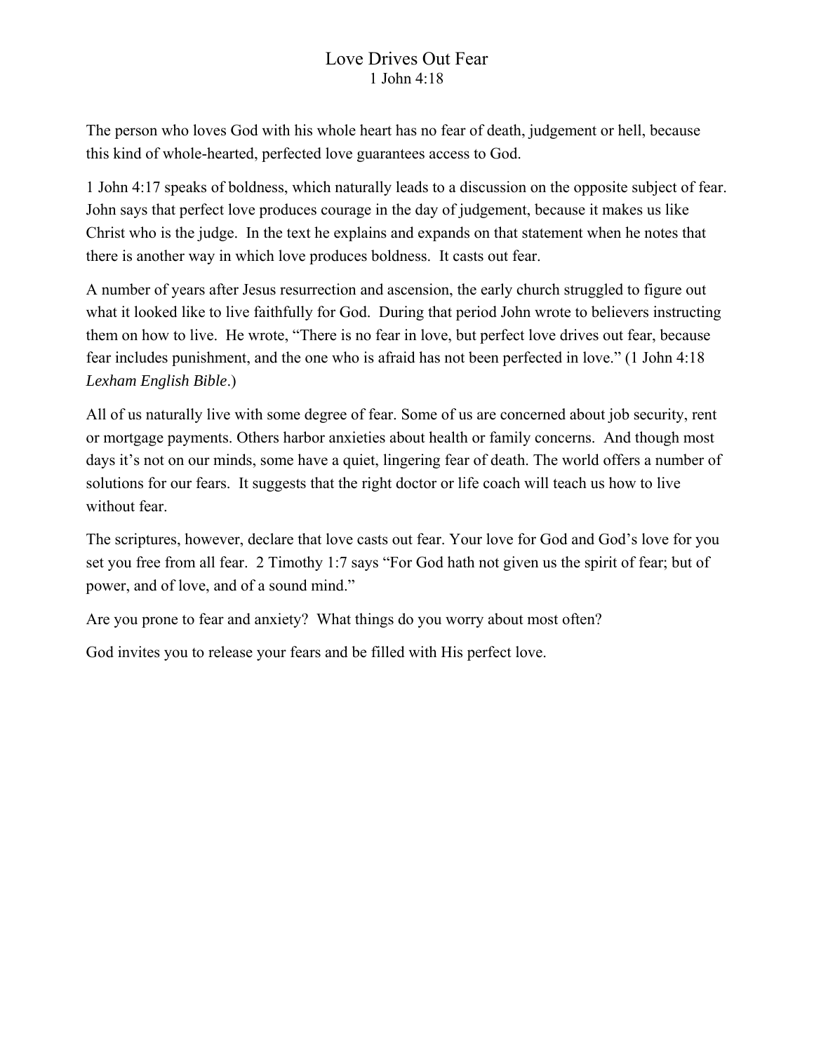# Love Drives Out Fear

1 John 4:18

The person who loves God with his whole heart has no fear of death, judgement or hell, because this kind of whole-hearted, perfected love guarantees access to God.

1 John 4:17 speaks of boldness, which naturally leads to a discussion on the opposite subject of fear. John says that perfect love produces courage in the day of judgement, because it makes us like Christ who is the judge. In the text he explains and expands on that statement when he notes that there is another way in which love produces boldness. It casts out fear.

A number of years after Jesus resurrection and ascension, the early church struggled to figure out what it looked like to live faithfully for God. During that period John wrote to believers instructing them on how to live. He wrote, "There is no fear in love, but perfect love drives out fear, because fear includes punishment, and the one who is afraid has not been perfected in love." (1 John 4:18 *Lexham English Bible*.)

All of us naturally live with some degree of fear. Some of us are concerned about job security, rent or mortgage payments. Others harbor anxieties about health or family concerns. And though most days it's not on our minds, some have a quiet, lingering fear of death. The world offers a number of solutions for our fears. It suggests that the right doctor or life coach will teach us how to live without fear.

The scriptures, however, declare that love casts out fear. Your love for God and God's love for you set you free from all fear. 2 Timothy 1:7 says "For God hath not given us the spirit of fear; but of power, and of love, and of a sound mind."

Are you prone to fear and anxiety? What things do you worry about most often?

God invites you to release your fears and be filled with His perfect love.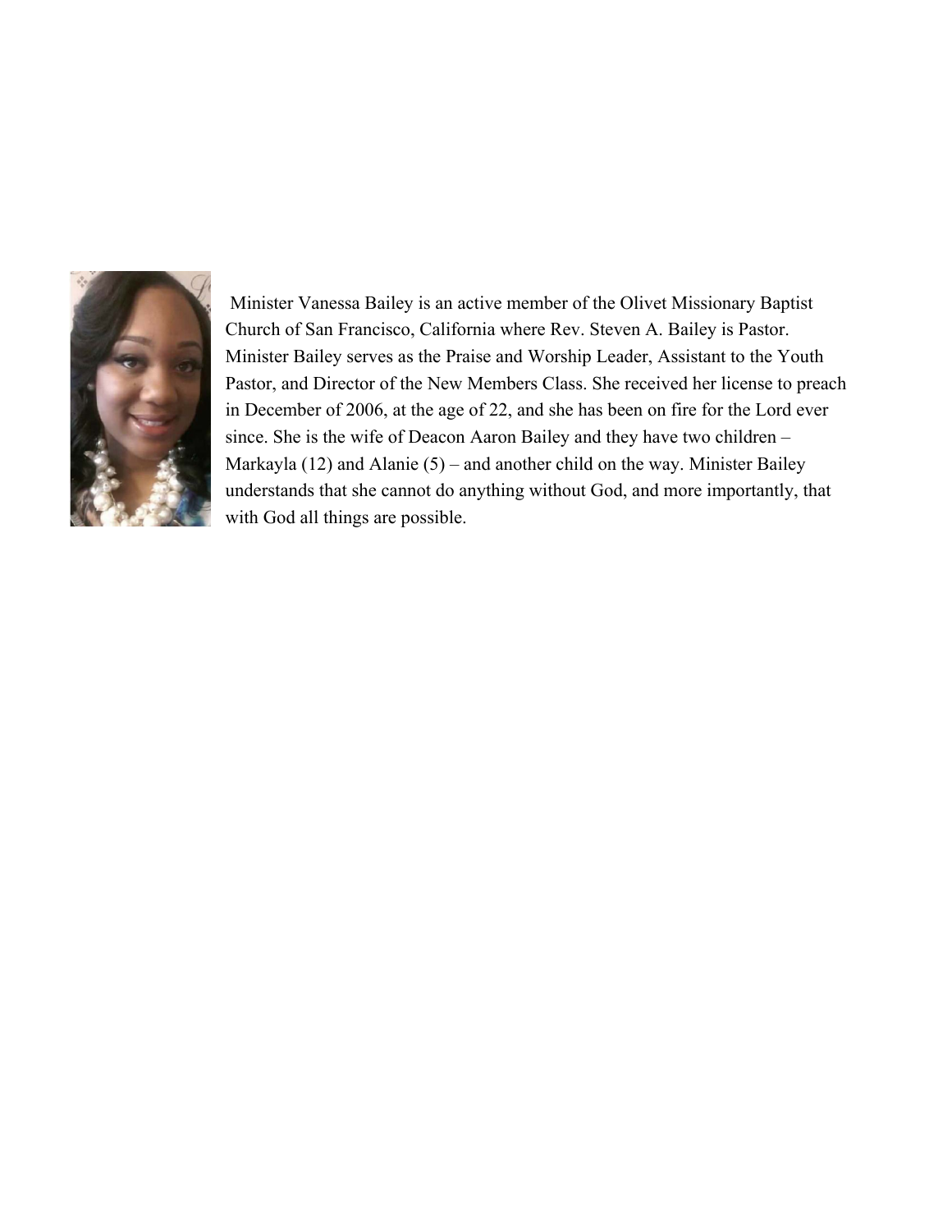Minister Vanessa Bailey is an active member of the Olivet Missionary Baptist Church of San Francisco, California where Rev. Steven A. Bailey is Pastor. Minister Bailey serves as the Praise and Worship Leader, Assistant to the Youth Pastor, and Director of the New Members Class. She received her license to preach in December of 2006, at the age of 22, and she has been on fire for the Lord ever since. She is the wife of Deacon Aaron Bailey and they have two children – Markayla (12) and Alanie (5) – and another child on the way. Minister Bailey understands that she cannot do anything without God, and more importantly, that with God all things are possible.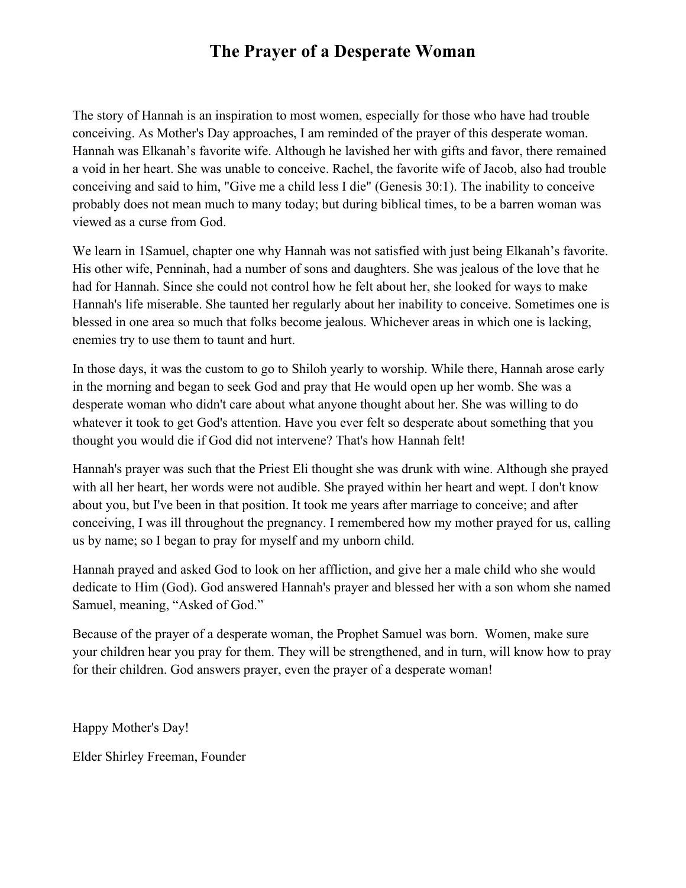# The Prayer of a Desperate Woman

The story of Hannah is an inspiration to most women, especially for those who have had trouble conceiving. As Mother's Day approaches, I am reminded of the prayer of this desperate woman. Hannah was Elkanah's favorite wife. Although he lavished her with gifts and favor, there remained a void in her heart. She was unable to conceive. Rachel, the favorite wife of Jacob, also had trouble conceiving and said to him, "Give me a child less I die" (Genesis 30:1). The inability to conceive probably does not mean much to many today; but during biblical times, to be a barren woman was viewed as a curse from God.

We learn in 1Samuel, chapter one why Hannah was not satisfied with just being Elkanah's favorite. His other wife, Penninah, had a number of sons and daughters. She was jealous of the love that he had for Hannah. Since she could not control how he felt about her, she looked for ways to make Hannah's life miserable. She taunted her regularly about her inability to conceive. Sometimes one is blessed in one area so much that folks become jealous. Whichever areas in which one is lacking, enemies try to use them to taunt and hurt.

In those days, it was the custom to go to Shiloh yearly to worship. While there, Hannah arose early in the morning and began to seek God and pray that He would open up her womb. She was a desperate woman who didn't care about what anyone thought about her. She was willing to do whatever it took to get God's attention. Have you ever felt so desperate about something that you thought you would die if God did not intervene? That's how Hannah felt!

Hannah's prayer was such that the Priest Eli thought she was drunk with wine. Although she prayed with all her heart, her words were not audible. She prayed within her heart and wept. I don't know about you, but I've been in that position. It took me years after marriage to conceive; and after conceiving, I was ill throughout the pregnancy. I remembered how my mother prayed for us, calling us by name; so I began to pray for myself and my unborn child.

Hannah prayed and asked God to look on her affliction, and give her a male child who she would dedicate to Him (God). God answered Hannah's prayer and blessed her with a son whom she named Samuel, meaning, "Asked of God."

Because of the prayer of a desperate woman, the Prophet Samuel was born. Women, make sure your children hear you pray for them. They will be strengthened, and in turn, will know how to pray for their children. God answers prayer, even the prayer of a desperate woman!

Happy Mother's Day!

Elder Shirley Freeman, Founder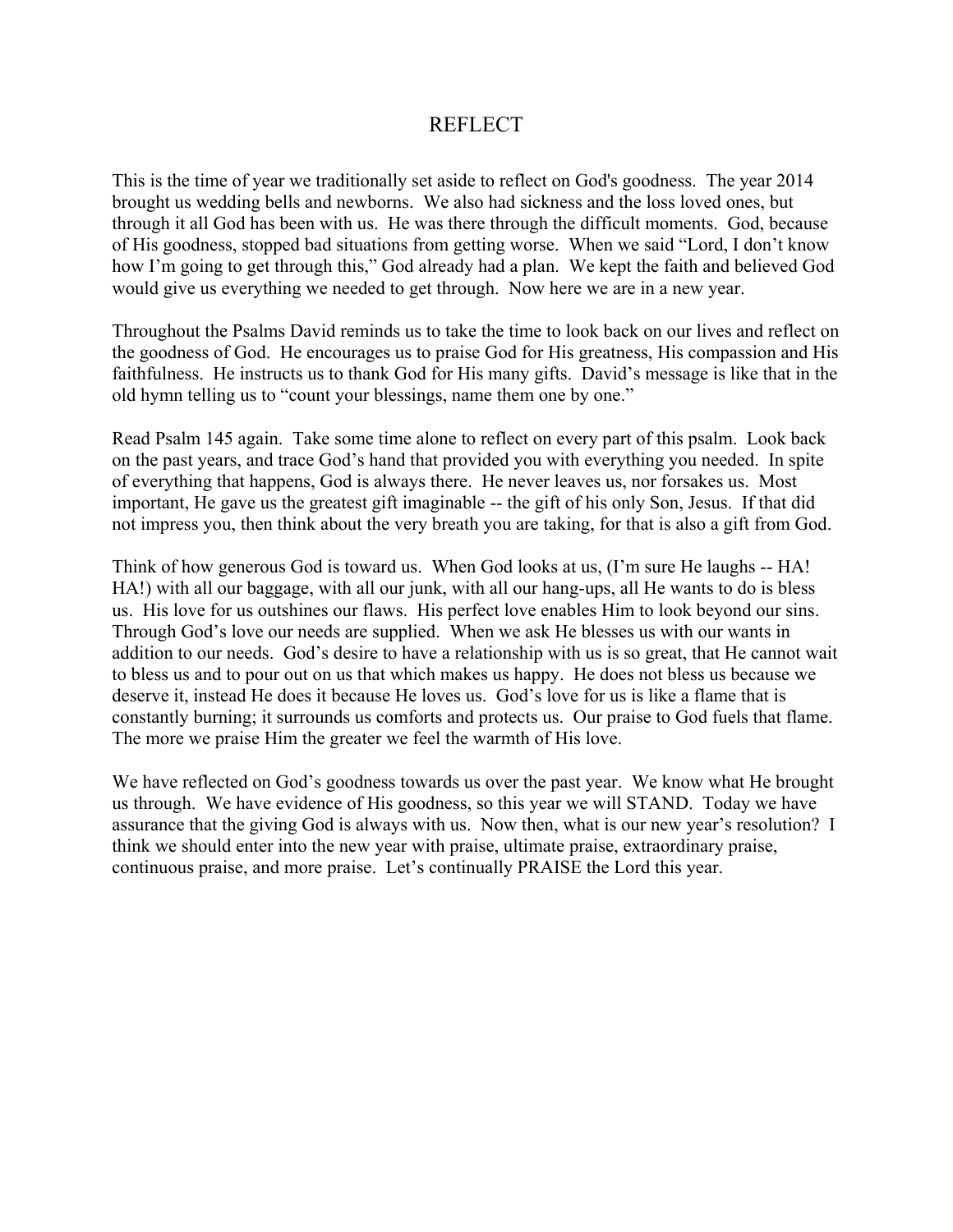# REFLECT

This is the time of year we traditionally set aside to reflect on God's goodness. The year 2014 brought us wedding bells and newborns. We also had sickness and the loss loved ones, but through it all God has been with us. He was there through the difficult moments. God, because of His goodness, stopped bad situations from getting worse. When we said "Lord, I don't know how I'm going to get through this," God already had a plan. We kept the faith and believed God would give us everything we needed to get through. Now here we are in a new year.

Throughout the Psalms David reminds us to take the time to look back on our lives and reflect on the goodness of God. He encourages us to praise God for His greatness, His compassion and His faithfulness. He instructs us to thank God for His many gifts. David's message is like that in the old hymn telling us to "count your blessings, name them one by one."

Read Psalm 145 again. Take some time alone to reflect on every part of this psalm. Look back on the past years, and trace God's hand that provided you with everything you needed. In spite of everything that happens, God is always there. He never leaves us, nor forsakes us. Most important, He gave us the greatest gift imaginable -- the gift of his only Son, Jesus. If that did not impress you, then think about the very breath you are taking, for that is also a gift from God.

Think of how generous God is toward us. When God looks at us, (I'm sure He laughs -- HA! HA!) with all our baggage, with all our junk, with all our hang-ups, all He wants to do is bless us. His love for us outshines our flaws. His perfect love enables Him to look beyond our sins. Through God's love our needs are supplied. When we ask He blesses us with our wants in addition to our needs. God's desire to have a relationship with us is so great, that He cannot wait to bless us and to pour out on us that which makes us happy. He does not bless us because we deserve it, instead He does it because He loves us. God's love for us is like a flame that is constantly burning; it surrounds us comforts and protects us. Our praise to God fuels that flame. The more we praise Him the greater we feel the warmth of His love.

We have reflected on God's goodness towards us over the past year. We know what He brought us through. We have evidence of His goodness, so this year we will STAND. Today we have assurance that the giving God is always with us. Now then, what is our new year's resolution? I think we should enter into the new year with praise, ultimate praise, extraordinary praise, continuous praise, and more praise. Let's continually PRAISE the Lord this year.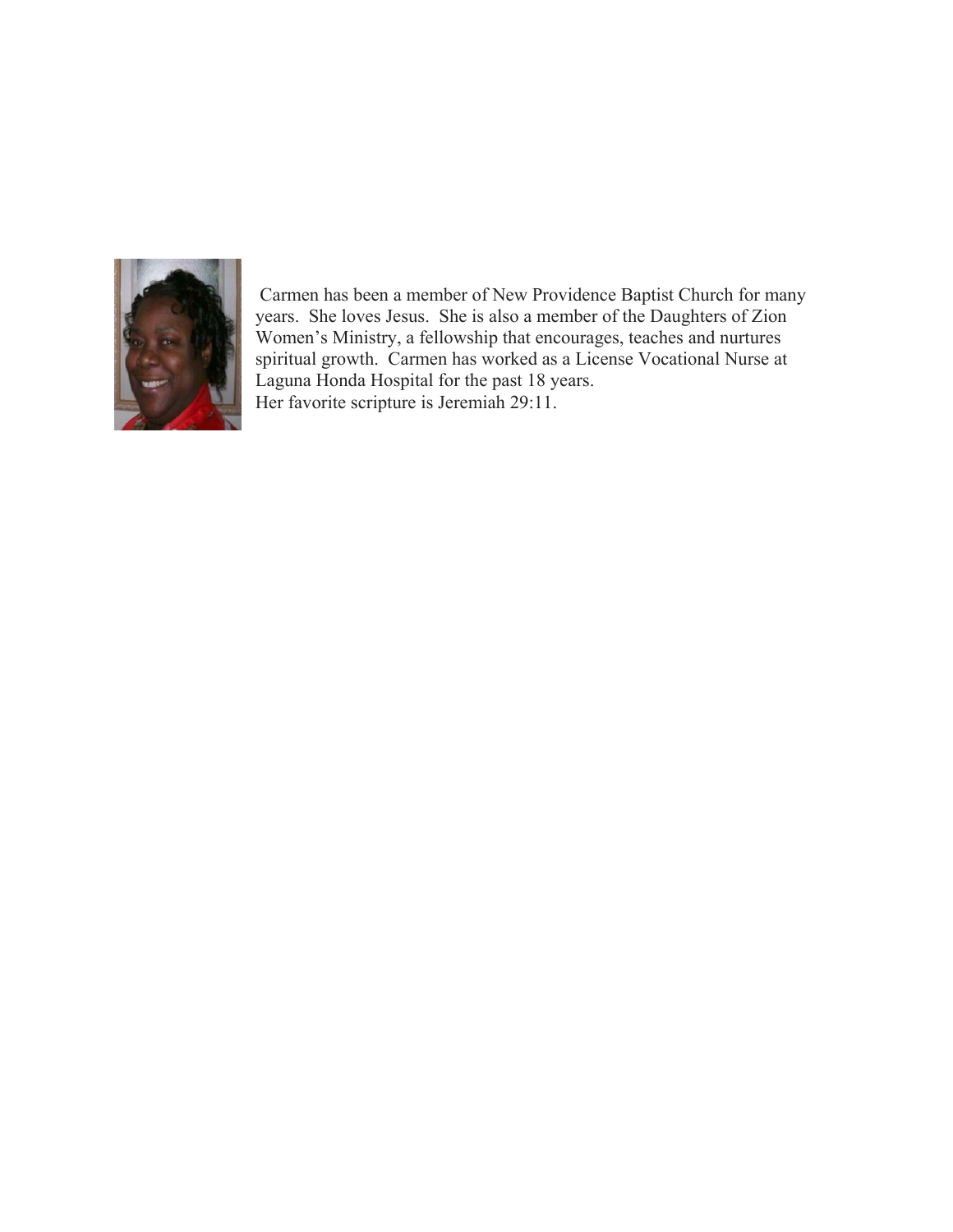Carmen has been a member of New Providence Baptist Church for many years. She loves Jesus. She is also a member of the Daughters of Zion Women's Ministry, a fellowship that encourages, teaches and nurtures spiritual growth. Carmen has worked as a License Vocational Nurse at Laguna Honda Hospital for the past 18 years.
Her favorite scripture is Jeremiah 29:11.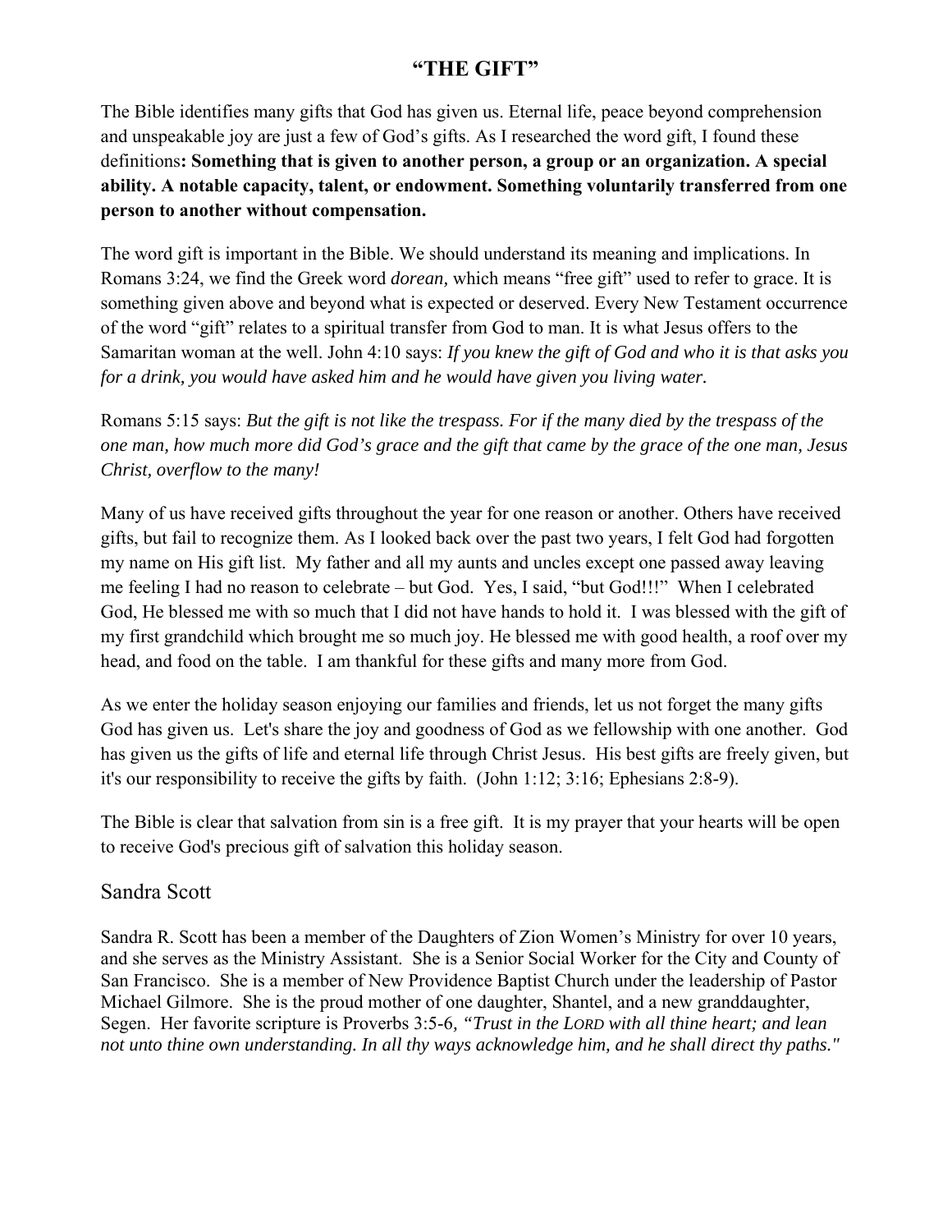# "THE GIFT"

The Bible identifies many gifts that God has given us. Eternal life, peace beyond comprehension and unspeakable joy are just a few of God's gifts. As I researched the word gift, I found these definitions**: Something that is given to another person, a group or an organization. A special ability. A notable capacity, talent, or endowment. Something voluntarily transferred from one person to another without compensation.**

The word gift is important in the Bible. We should understand its meaning and implications. In Romans 3:24, we find the Greek word *dorean,* which means "free gift" used to refer to grace. It is something given above and beyond what is expected or deserved. Every New Testament occurrence of the word "gift" relates to a spiritual transfer from God to man. It is what Jesus offers to the Samaritan woman at the well. John 4:10 says: *If you knew the gift of God and who it is that asks you for a drink, you would have asked him and he would have given you living water.*

Romans 5:15 says: *But the gift is not like the trespass. For if the many died by the trespass of the one man, how much more did God's grace and the gift that came by the grace of the one man, Jesus Christ, overflow to the many!*

Many of us have received gifts throughout the year for one reason or another. Others have received gifts, but fail to recognize them. As I looked back over the past two years, I felt God had forgotten my name on His gift list. My father and all my aunts and uncles except one passed away leaving me feeling I had no reason to celebrate – but God. Yes, I said, "but God!!!" When I celebrated God, He blessed me with so much that I did not have hands to hold it. I was blessed with the gift of my first grandchild which brought me so much joy. He blessed me with good health, a roof over my head, and food on the table. I am thankful for these gifts and many more from God.

As we enter the holiday season enjoying our families and friends, let us not forget the many gifts God has given us. Let's share the joy and goodness of God as we fellowship with one another. God has given us the gifts of life and eternal life through Christ Jesus. His best gifts are freely given, but it's our responsibility to receive the gifts by faith. (John 1:12; 3:16; Ephesians 2:8-9).

The Bible is clear that salvation from sin is a free gift. It is my prayer that your hearts will be open to receive God's precious gift of salvation this holiday season.

## Sandra Scott

Sandra R. Scott has been a member of the Daughters of Zion Women's Ministry for over 10 years, and she serves as the Ministry Assistant. She is a Senior Social Worker for the City and County of San Francisco. She is a member of New Providence Baptist Church under the leadership of Pastor Michael Gilmore. She is the proud mother of one daughter, Shantel, and a new granddaughter, Segen. Her favorite scripture is Proverbs 3:5-6, *"Trust in the LORD with all thine heart; and lean not unto thine own understanding. In all thy ways acknowledge him, and he shall direct thy paths."*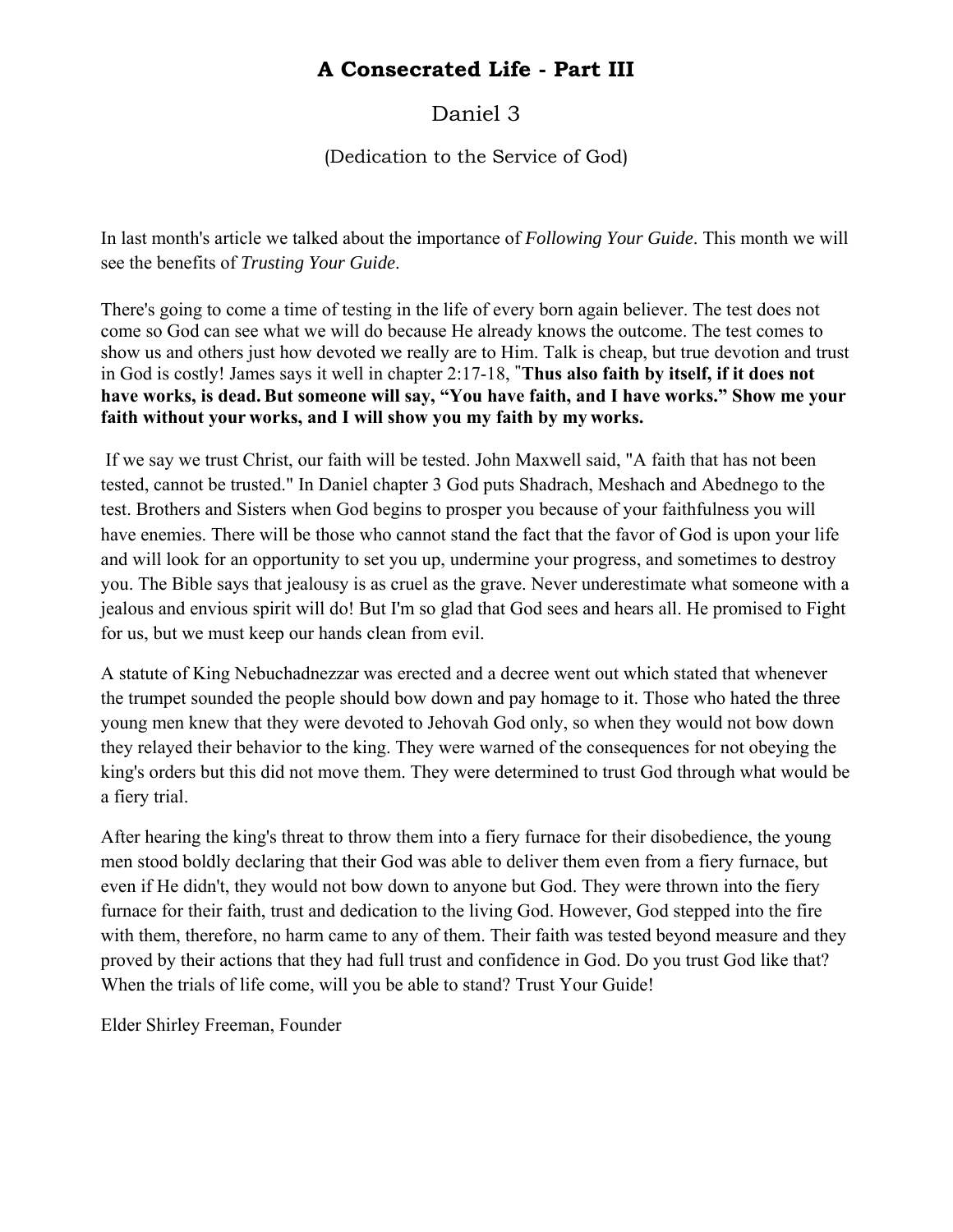# A Consecrated Life - Part III

Daniel 3

(Dedication to the Service of God)

In last month's article we talked about the importance of *Following Your Guide*. This month we will see the benefits of *Trusting Your Guide*.

There's going to come a time of testing in the life of every born again believer. The test does not come so God can see what we will do because He already knows the outcome. The test comes to show us and others just how devoted we really are to Him. Talk is cheap, but true devotion and trust in God is costly! James says it well in chapter 2:17-18, "**Thus also faith by itself, if it does not have works, is dead. But someone will say, "You have faith, and I have works." Show me your faith without your works, and I will show you my faith by my works.**

If we say we trust Christ, our faith will be tested. John Maxwell said, "A faith that has not been tested, cannot be trusted." In Daniel chapter 3 God puts Shadrach, Meshach and Abednego to the test. Brothers and Sisters when God begins to prosper you because of your faithfulness you will have enemies. There will be those who cannot stand the fact that the favor of God is upon your life and will look for an opportunity to set you up, undermine your progress, and sometimes to destroy you. The Bible says that jealousy is as cruel as the grave. Never underestimate what someone with a jealous and envious spirit will do! But I'm so glad that God sees and hears all. He promised to Fight for us, but we must keep our hands clean from evil.

A statute of King Nebuchadnezzar was erected and a decree went out which stated that whenever the trumpet sounded the people should bow down and pay homage to it. Those who hated the three young men knew that they were devoted to Jehovah God only, so when they would not bow down they relayed their behavior to the king. They were warned of the consequences for not obeying the king's orders but this did not move them. They were determined to trust God through what would be a fiery trial.

After hearing the king's threat to throw them into a fiery furnace for their disobedience, the young men stood boldly declaring that their God was able to deliver them even from a fiery furnace, but even if He didn't, they would not bow down to anyone but God. They were thrown into the fiery furnace for their faith, trust and dedication to the living God. However, God stepped into the fire with them, therefore, no harm came to any of them. Their faith was tested beyond measure and they proved by their actions that they had full trust and confidence in God. Do you trust God like that? When the trials of life come, will you be able to stand? Trust Your Guide!

Elder Shirley Freeman, Founder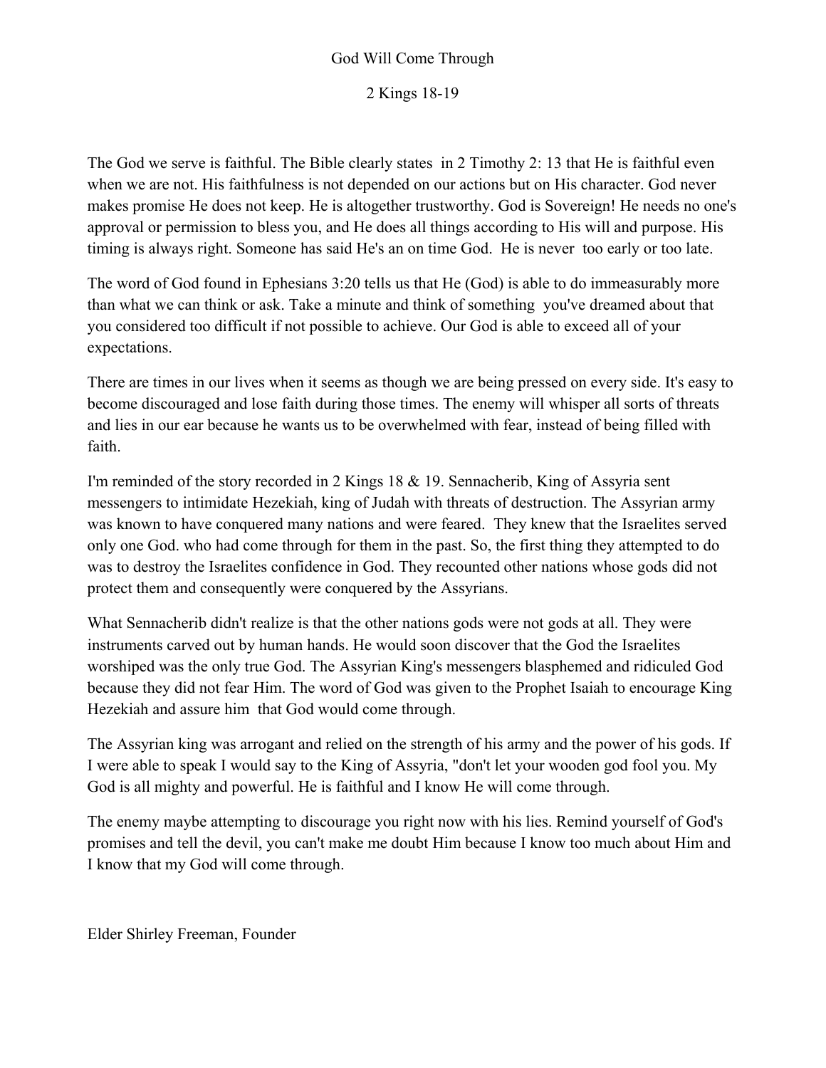# God Will Come Through

## 2 Kings 18-19

The God we serve is faithful. The Bible clearly states in 2 Timothy 2: 13 that He is faithful even when we are not. His faithfulness is not depended on our actions but on His character. God never makes promise He does not keep. He is altogether trustworthy. God is Sovereign! He needs no one's approval or permission to bless you, and He does all things according to His will and purpose. His timing is always right. Someone has said He's an on time God. He is never too early or too late.

The word of God found in Ephesians 3:20 tells us that He (God) is able to do immeasurably more than what we can think or ask. Take a minute and think of something you've dreamed about that you considered too difficult if not possible to achieve. Our God is able to exceed all of your expectations.

There are times in our lives when it seems as though we are being pressed on every side. It's easy to become discouraged and lose faith during those times. The enemy will whisper all sorts of threats and lies in our ear because he wants us to be overwhelmed with fear, instead of being filled with faith.

I'm reminded of the story recorded in 2 Kings 18 & 19. Sennacherib, King of Assyria sent messengers to intimidate Hezekiah, king of Judah with threats of destruction. The Assyrian army was known to have conquered many nations and were feared. They knew that the Israelites served only one God. who had come through for them in the past. So, the first thing they attempted to do was to destroy the Israelites confidence in God. They recounted other nations whose gods did not protect them and consequently were conquered by the Assyrians.

What Sennacherib didn't realize is that the other nations gods were not gods at all. They were instruments carved out by human hands. He would soon discover that the God the Israelites worshiped was the only true God. The Assyrian King's messengers blasphemed and ridiculed God because they did not fear Him. The word of God was given to the Prophet Isaiah to encourage King Hezekiah and assure him that God would come through.

The Assyrian king was arrogant and relied on the strength of his army and the power of his gods. If I were able to speak I would say to the King of Assyria, "don't let your wooden god fool you. My God is all mighty and powerful. He is faithful and I know He will come through.

The enemy maybe attempting to discourage you right now with his lies. Remind yourself of God's promises and tell the devil, you can't make me doubt Him because I know too much about Him and I know that my God will come through.

Elder Shirley Freeman, Founder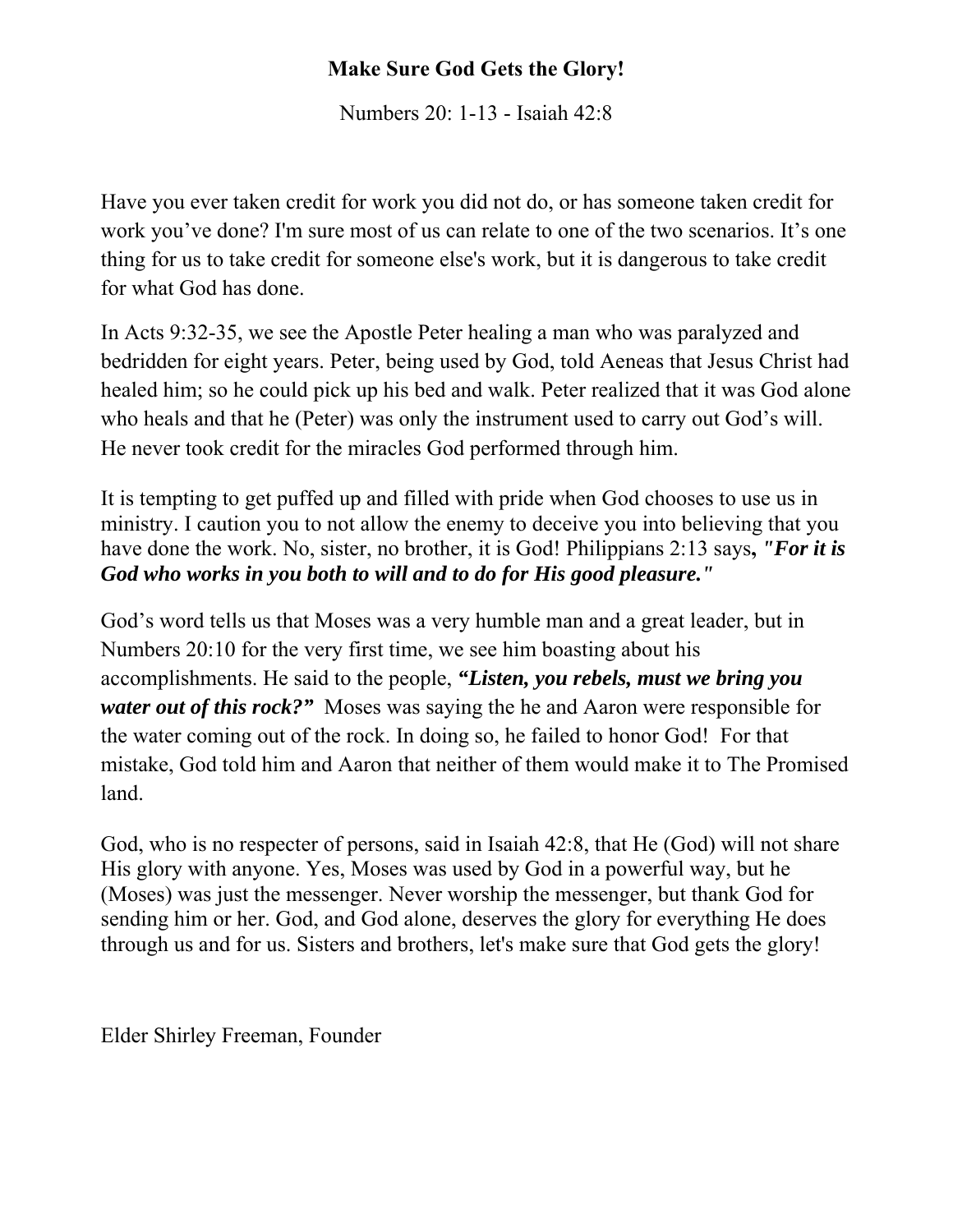**Make Sure God Gets the Glory!**

Numbers 20: 1-13 - Isaiah 42:8

Have you ever taken credit for work you did not do, or has someone taken credit for work you've done? I'm sure most of us can relate to one of the two scenarios. It's one thing for us to take credit for someone else's work, but it is dangerous to take credit for what God has done.

In Acts 9:32-35, we see the Apostle Peter healing a man who was paralyzed and bedridden for eight years. Peter, being used by God, told Aeneas that Jesus Christ had healed him; so he could pick up his bed and walk. Peter realized that it was God alone who heals and that he (Peter) was only the instrument used to carry out God's will. He never took credit for the miracles God performed through him.

It is tempting to get puffed up and filled with pride when God chooses to use us in ministry. I caution you to not allow the enemy to deceive you into believing that you have done the work. No, sister, no brother, it is God! Philippians 2:13 says**,** ***"For it is God who works in you both to will and to do for His good pleasure."***

God's word tells us that Moses was a very humble man and a great leader, but in Numbers 20:10 for the very first time, we see him boasting about his accomplishments. He said to the people, ***"Listen, you rebels, must we bring you water out of this rock?"*** Moses was saying the he and Aaron were responsible for the water coming out of the rock. In doing so, he failed to honor God! For that mistake, God told him and Aaron that neither of them would make it to The Promised land.

God, who is no respecter of persons, said in Isaiah 42:8, that He (God) will not share His glory with anyone. Yes, Moses was used by God in a powerful way, but he (Moses) was just the messenger. Never worship the messenger, but thank God for sending him or her. God, and God alone, deserves the glory for everything He does through us and for us. Sisters and brothers, let's make sure that God gets the glory!

Elder Shirley Freeman, Founder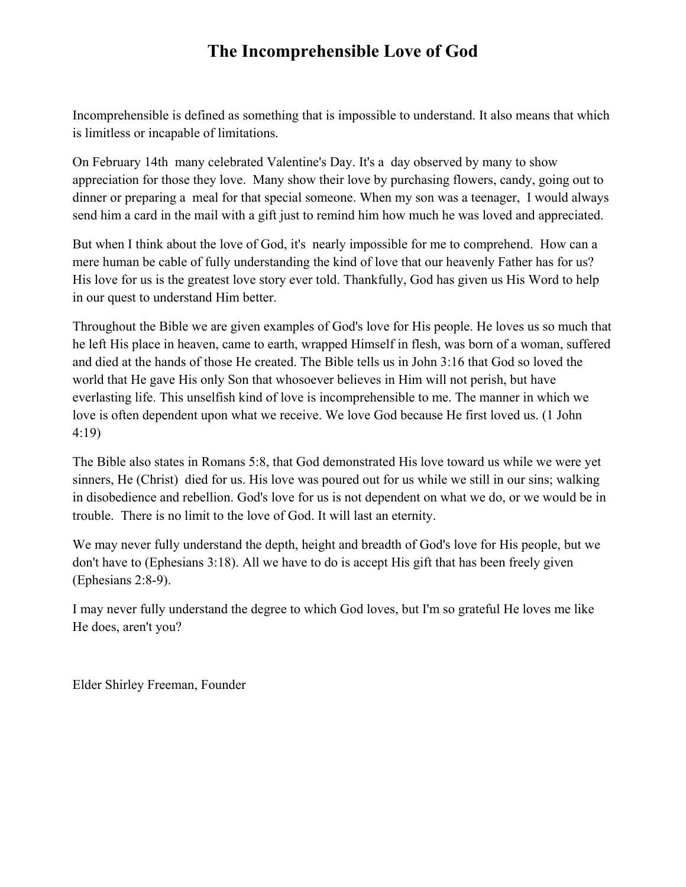# The Incomprehensible Love of God

Incomprehensible is defined as something that is impossible to understand. It also means that which is limitless or incapable of limitations.

On February 14th many celebrated Valentine's Day. It's a day observed by many to show appreciation for those they love. Many show their love by purchasing flowers, candy, going out to dinner or preparing a meal for that special someone. When my son was a teenager, I would always send him a card in the mail with a gift just to remind him how much he was loved and appreciated.

But when I think about the love of God, it's nearly impossible for me to comprehend. How can a mere human be cable of fully understanding the kind of love that our heavenly Father has for us? His love for us is the greatest love story ever told. Thankfully, God has given us His Word to help in our quest to understand Him better.

Throughout the Bible we are given examples of God's love for His people. He loves us so much that he left His place in heaven, came to earth, wrapped Himself in flesh, was born of a woman, suffered and died at the hands of those He created. The Bible tells us in John 3:16 that God so loved the world that He gave His only Son that whosoever believes in Him will not perish, but have everlasting life. This unselfish kind of love is incomprehensible to me. The manner in which we love is often dependent upon what we receive. We love God because He first loved us. (1 John 4:19)

The Bible also states in Romans 5:8, that God demonstrated His love toward us while we were yet sinners, He (Christ) died for us. His love was poured out for us while we still in our sins; walking in disobedience and rebellion. God's love for us is not dependent on what we do, or we would be in trouble. There is no limit to the love of God. It will last an eternity.

We may never fully understand the depth, height and breadth of God's love for His people, but we don't have to (Ephesians 3:18). All we have to do is accept His gift that has been freely given (Ephesians 2:8-9).

I may never fully understand the degree to which God loves, but I'm so grateful He loves me like He does, aren't you?

Elder Shirley Freeman, Founder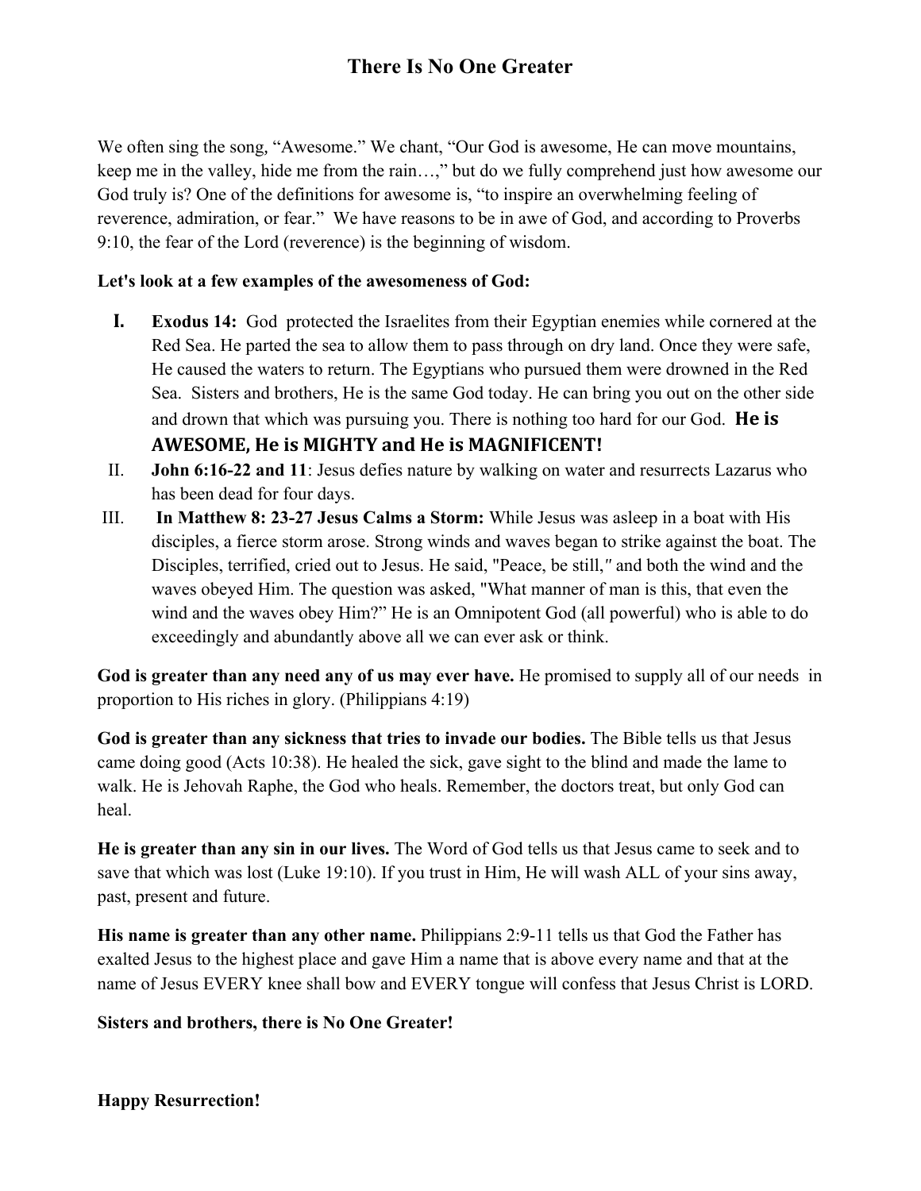# There Is No One Greater

We often sing the song, "Awesome." We chant, "Our God is awesome, He can move mountains, keep me in the valley, hide me from the rain…," but do we fully comprehend just how awesome our God truly is? One of the definitions for awesome is, "to inspire an overwhelming feeling of reverence, admiration, or fear." We have reasons to be in awe of God, and according to Proverbs 9:10, the fear of the Lord (reverence) is the beginning of wisdom.

**Let's look at a few examples of the awesomeness of God:**

I. **Exodus 14:** God protected the Israelites from their Egyptian enemies while cornered at the Red Sea. He parted the sea to allow them to pass through on dry land. Once they were safe, He caused the waters to return. The Egyptians who pursued them were drowned in the Red Sea. Sisters and brothers, He is the same God today. He can bring you out on the other side and drown that which was pursuing you. There is nothing too hard for our God. **He is AWESOME, He is MIGHTY and He is MAGNIFICENT!**

II. **John 6:16-22 and 11**: Jesus defies nature by walking on water and resurrects Lazarus who has been dead for four days.

III. **In Matthew 8: 23-27 Jesus Calms a Storm:** While Jesus was asleep in a boat with His disciples, a fierce storm arose. Strong winds and waves began to strike against the boat. The Disciples, terrified, cried out to Jesus. He said, "Peace, be still," and both the wind and the waves obeyed Him. The question was asked, "What manner of man is this, that even the wind and the waves obey Him?" He is an Omnipotent God (all powerful) who is able to do exceedingly and abundantly above all we can ever ask or think.

**God is greater than any need any of us may ever have.** He promised to supply all of our needs in proportion to His riches in glory. (Philippians 4:19)

**God is greater than any sickness that tries to invade our bodies.** The Bible tells us that Jesus came doing good (Acts 10:38). He healed the sick, gave sight to the blind and made the lame to walk. He is Jehovah Raphe, the God who heals. Remember, the doctors treat, but only God can heal.

**He is greater than any sin in our lives.** The Word of God tells us that Jesus came to seek and to save that which was lost (Luke 19:10). If you trust in Him, He will wash ALL of your sins away, past, present and future.

**His name is greater than any other name.** Philippians 2:9-11 tells us that God the Father has exalted Jesus to the highest place and gave Him a name that is above every name and that at the name of Jesus EVERY knee shall bow and EVERY tongue will confess that Jesus Christ is LORD.

**Sisters and brothers, there is No One Greater!**

**Happy Resurrection!**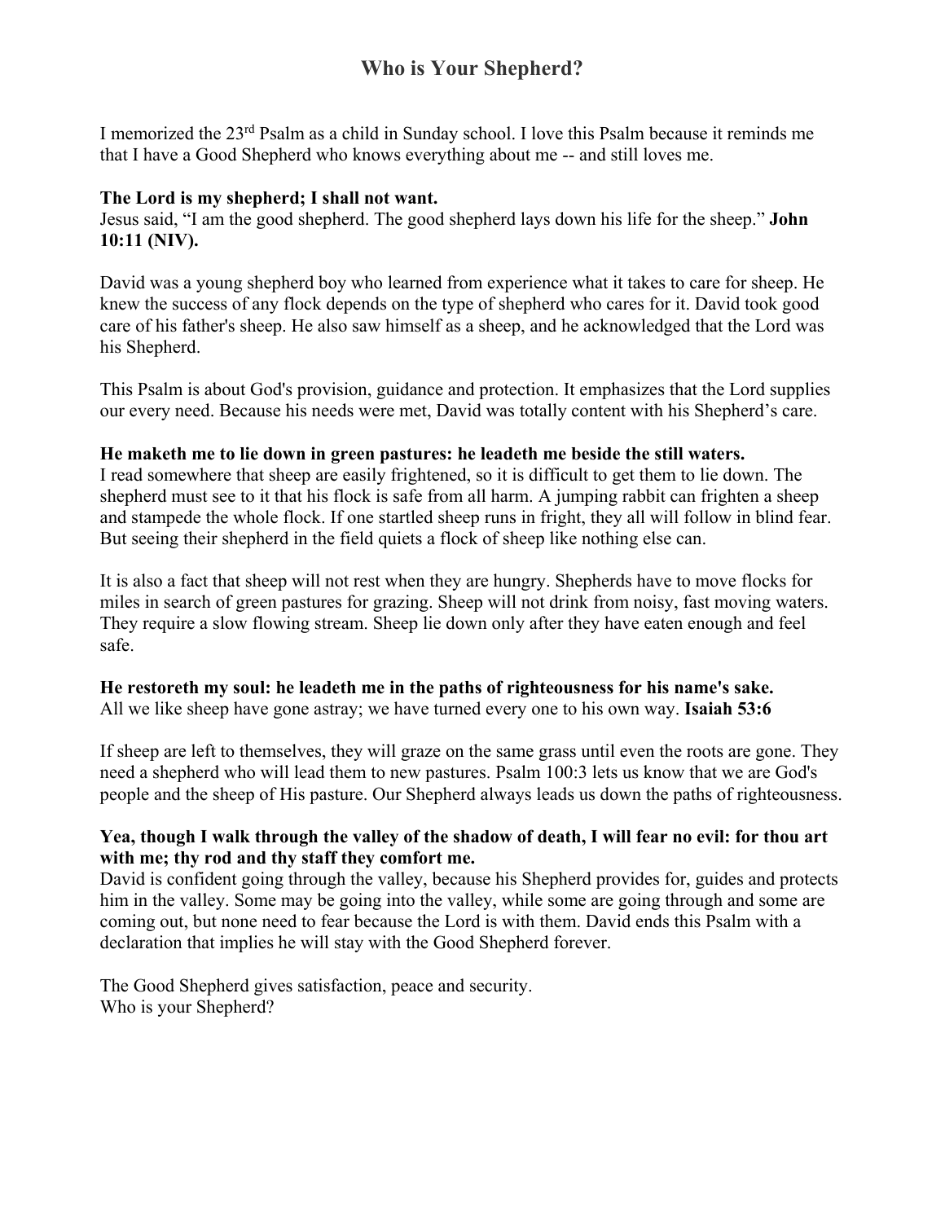## Who is Your Shepherd?

I memorized the 23rd Psalm as a child in Sunday school. I love this Psalm because it reminds me that I have a Good Shepherd who knows everything about me -- and still loves me.

**The Lord is my shepherd; I shall not want.**
Jesus said, "I am the good shepherd. The good shepherd lays down his life for the sheep." **John 10:11 (NIV).**

David was a young shepherd boy who learned from experience what it takes to care for sheep. He knew the success of any flock depends on the type of shepherd who cares for it. David took good care of his father's sheep. He also saw himself as a sheep, and he acknowledged that the Lord was his Shepherd.

This Psalm is about God's provision, guidance and protection. It emphasizes that the Lord supplies our every need. Because his needs were met, David was totally content with his Shepherd's care.

**He maketh me to lie down in green pastures: he leadeth me beside the still waters.**
I read somewhere that sheep are easily frightened, so it is difficult to get them to lie down. The shepherd must see to it that his flock is safe from all harm. A jumping rabbit can frighten a sheep and stampede the whole flock. If one startled sheep runs in fright, they all will follow in blind fear. But seeing their shepherd in the field quiets a flock of sheep like nothing else can.

It is also a fact that sheep will not rest when they are hungry. Shepherds have to move flocks for miles in search of green pastures for grazing. Sheep will not drink from noisy, fast moving waters. They require a slow flowing stream. Sheep lie down only after they have eaten enough and feel safe.

**He restoreth my soul: he leadeth me in the paths of righteousness for his name's sake.**
All we like sheep have gone astray; we have turned every one to his own way. **Isaiah 53:6**

If sheep are left to themselves, they will graze on the same grass until even the roots are gone. They need a shepherd who will lead them to new pastures. Psalm 100:3 lets us know that we are God's people and the sheep of His pasture. Our Shepherd always leads us down the paths of righteousness.

**Yea, though I walk through the valley of the shadow of death, I will fear no evil: for thou art with me; thy rod and thy staff they comfort me.**
David is confident going through the valley, because his Shepherd provides for, guides and protects him in the valley. Some may be going into the valley, while some are going through and some are coming out, but none need to fear because the Lord is with them. David ends this Psalm with a declaration that implies he will stay with the Good Shepherd forever.

The Good Shepherd gives satisfaction, peace and security.
Who is your Shepherd?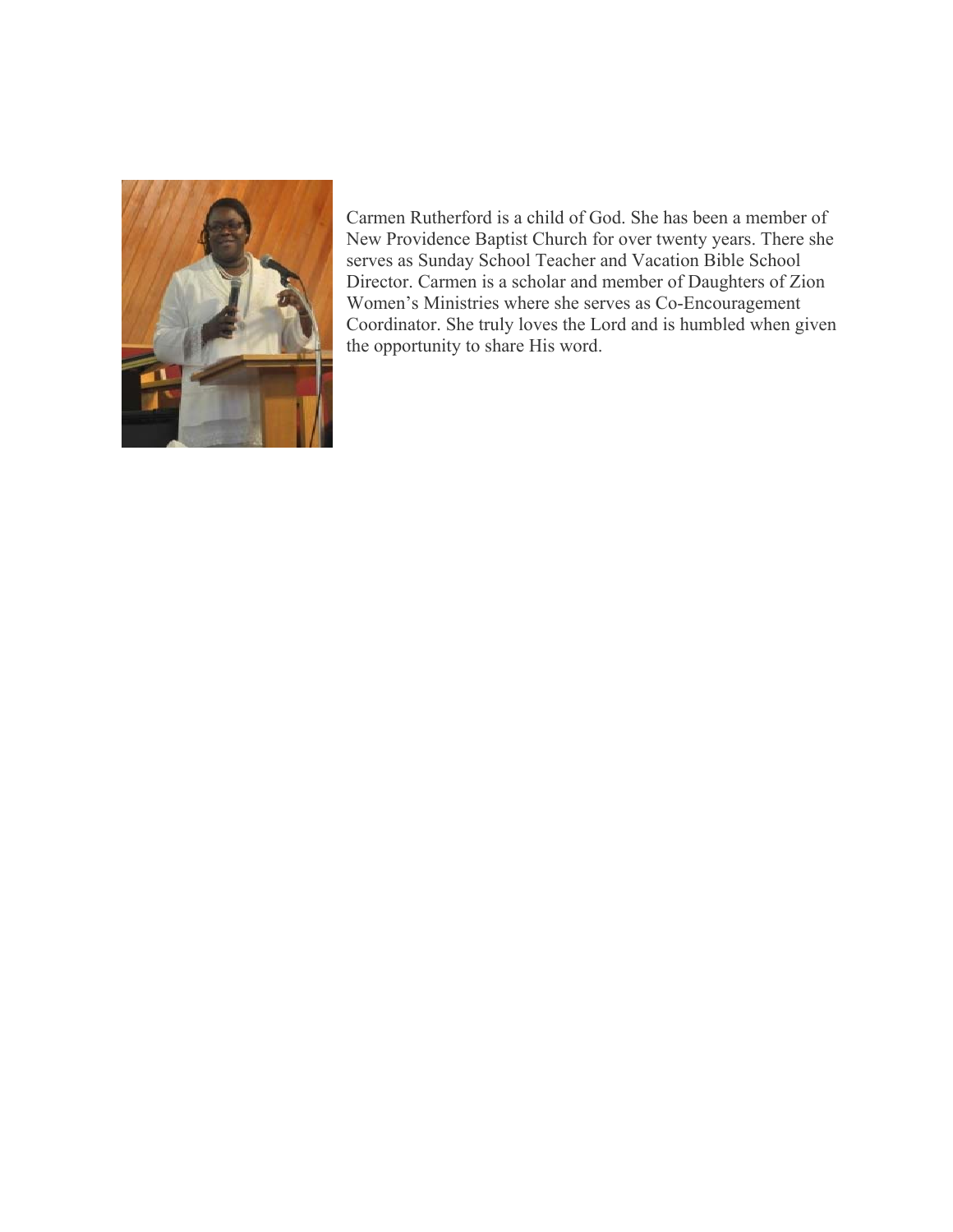Carmen Rutherford is a child of God. She has been a member of New Providence Baptist Church for over twenty years. There she serves as Sunday School Teacher and Vacation Bible School Director. Carmen is a scholar and member of Daughters of Zion Women's Ministries where she serves as Co-Encouragement Coordinator. She truly loves the Lord and is humbled when given the opportunity to share His word.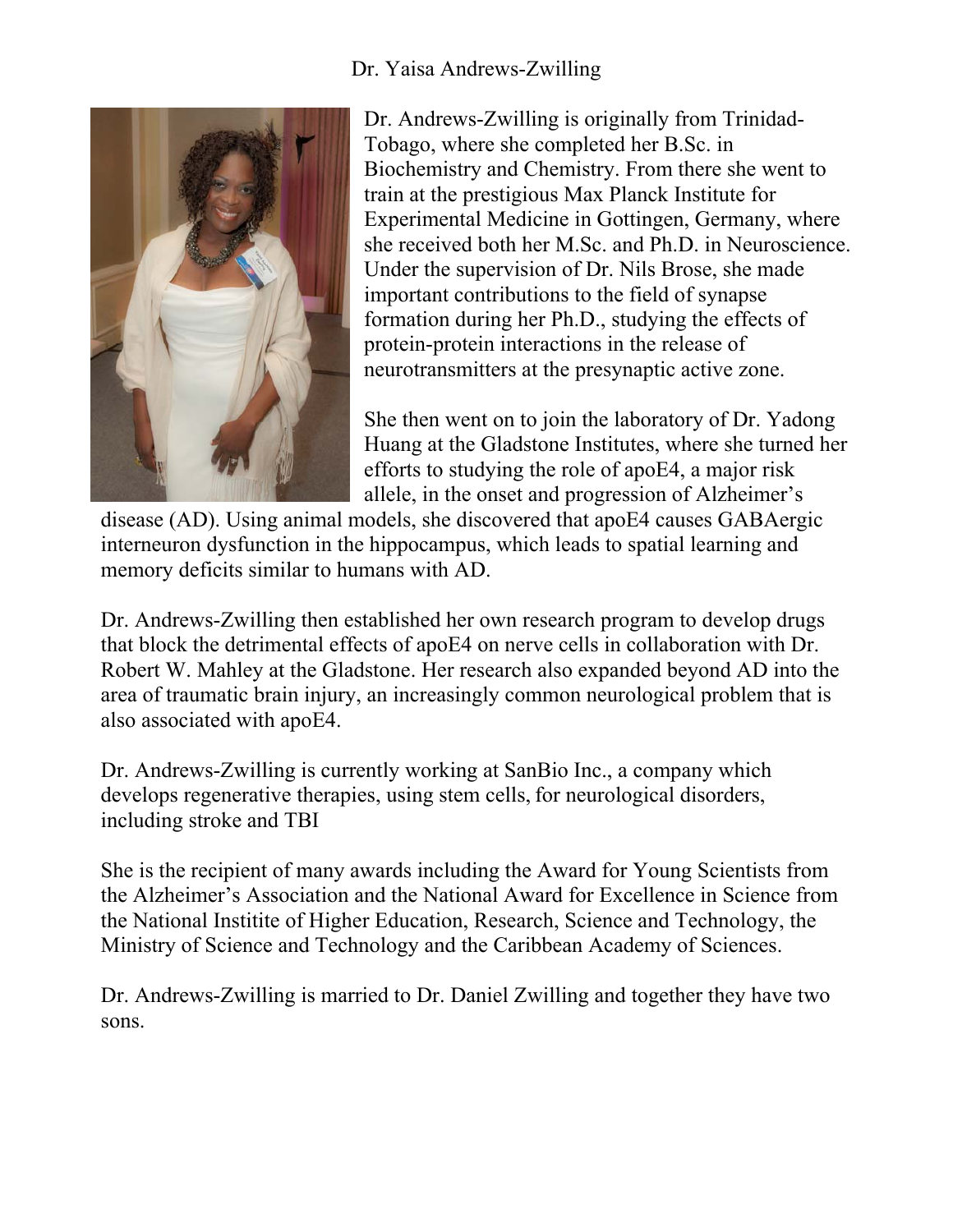# Dr. Yaisa Andrews-Zwilling

Dr. Andrews-Zwilling is originally from Trinidad-Tobago, where she completed her B.Sc. in Biochemistry and Chemistry. From there she went to train at the prestigious Max Planck Institute for Experimental Medicine in Gottingen, Germany, where she received both her M.Sc. and Ph.D. in Neuroscience. Under the supervision of Dr. Nils Brose, she made important contributions to the field of synapse formation during her Ph.D., studying the effects of protein-protein interactions in the release of neurotransmitters at the presynaptic active zone.

She then went on to join the laboratory of Dr. Yadong Huang at the Gladstone Institutes, where she turned her efforts to studying the role of apoE4, a major risk allele, in the onset and progression of Alzheimer's disease (AD). Using animal models, she discovered that apoE4 causes GABAergic interneuron dysfunction in the hippocampus, which leads to spatial learning and memory deficits similar to humans with AD.

Dr. Andrews-Zwilling then established her own research program to develop drugs that block the detrimental effects of apoE4 on nerve cells in collaboration with Dr. Robert W. Mahley at the Gladstone. Her research also expanded beyond AD into the area of traumatic brain injury, an increasingly common neurological problem that is also associated with apoE4.

Dr. Andrews-Zwilling is currently working at SanBio Inc., a company which develops regenerative therapies, using stem cells, for neurological disorders, including stroke and TBI

She is the recipient of many awards including the Award for Young Scientists from the Alzheimer's Association and the National Award for Excellence in Science from the National Institite of Higher Education, Research, Science and Technology, the Ministry of Science and Technology and the Caribbean Academy of Sciences.

Dr. Andrews-Zwilling is married to Dr. Daniel Zwilling and together they have two sons.